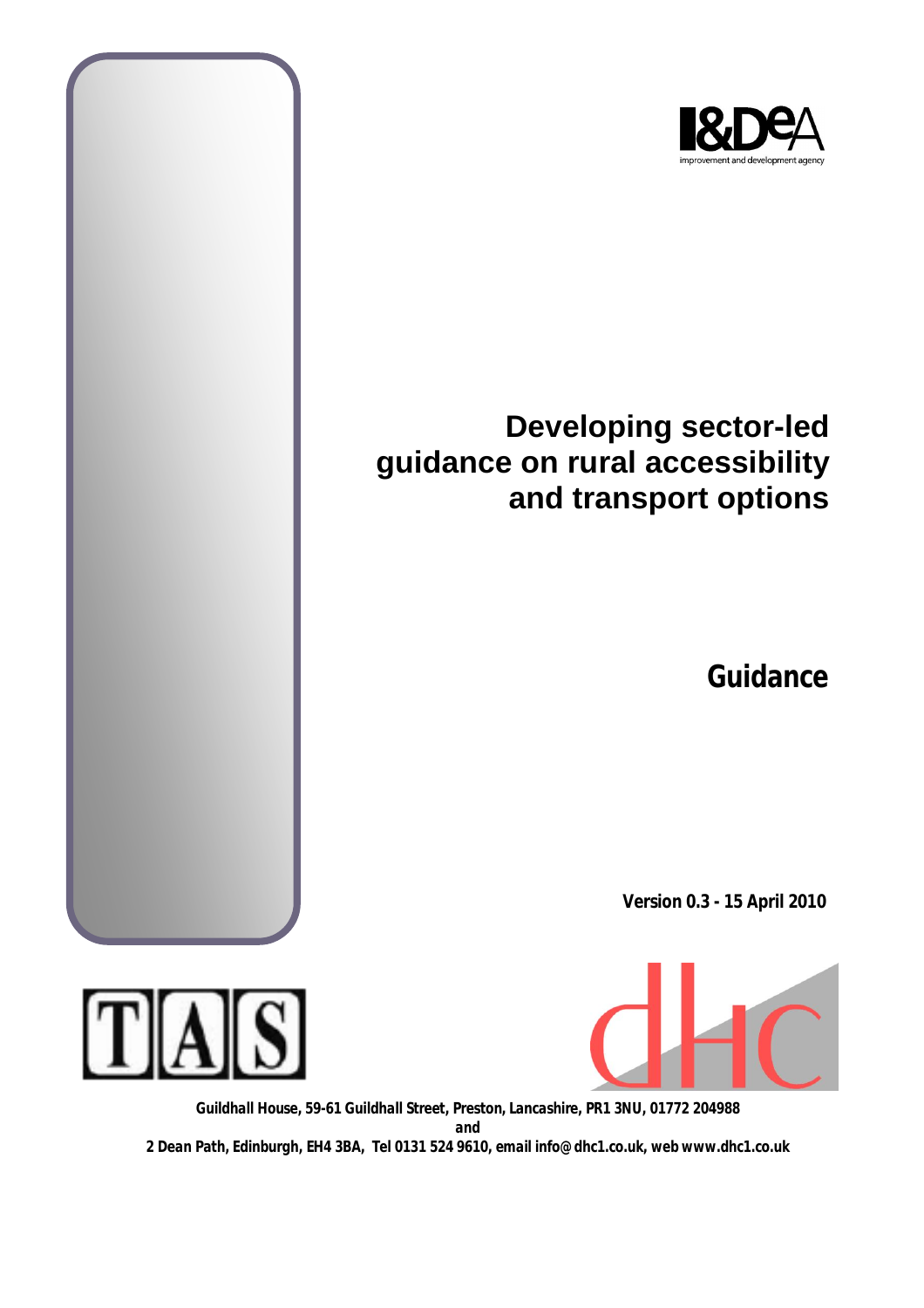# Developing sector-led guidance on rural accessibility and transport options

## Guidance

**Version 0.3 - 15 April 2010**

*Guildhall House, 59-61 Guildhall Street, Preston, Lancashire, PR1 3NU, 01772 204988*

*and*

*2 Dean Path, Edinburgh, EH4 3BA, Tel 0131 524 9610, email info@dhc1.co.uk, web www.dhc1.co.uk*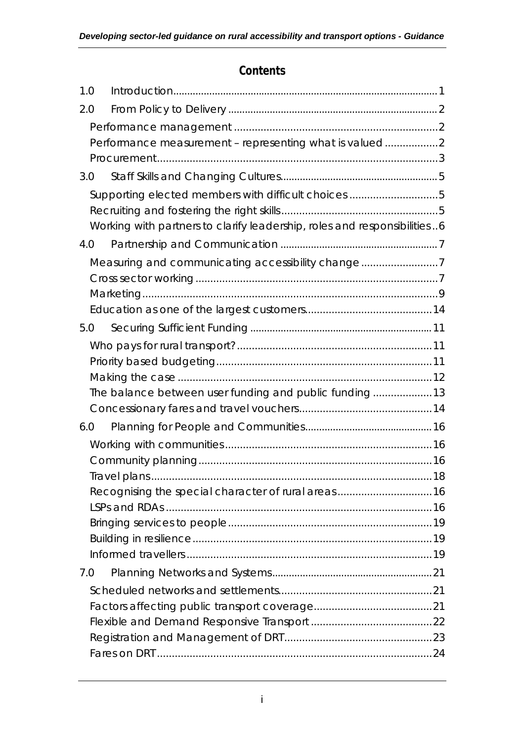## Contents

1.0 Introduction.............................................................................................1

2.0 From Policy to Delivery ..........................................................................2

- Performance management ....................................................................2
- Performance measurement – representing what is valued ..................2
- Procurement.............................................................................................3

3.0 Staff Skills and Changing Cultures.......................................................5

- Supporting elected members with difficult choices .............................5
- Recruiting and fostering the right skills....................................................5
- Working with partners to clarify leadership, roles and responsibilities..6

4.0 Partnership and Communication .......................................................7

- Measuring and communicating accessibility change .........................7
- Cross sector working .................................................................................7
- Marketing...................................................................................................9
- Education as one of the largest customers..........................................14

5.0 Securing Sufficient Funding ................................................................11

- Who pays for rural transport?.................................................................11
- Priority based budgeting........................................................................11
- Making the case .....................................................................................12
- The balance between user funding and public funding ...................13
- Concessionary fares and travel vouchers............................................14

6.0 Planning for People and Communities.............................................16

- Working with communities.....................................................................16
- Community planning..............................................................................16
- Travel plans..............................................................................................18
- Recognising the special character of rural areas................................16
- LSPs and RDAs.........................................................................................16
- Bringing services to people....................................................................19
- Building in resilience................................................................................19
- Informed travellers..................................................................................19

7.0 Planning Networks and Systems........................................................21

- Scheduled networks and settlements...................................................21
- Factors affecting public transport coverage.......................................21
- Flexible and Demand Responsive Transport ........................................22
- Registration and Management of DRT.................................................23
- Fares on DRT............................................................................................24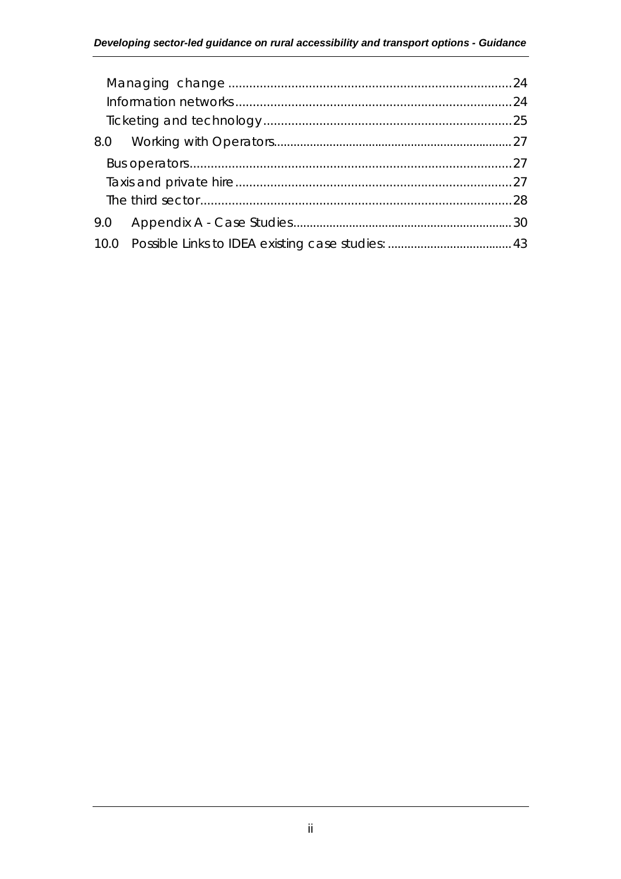Managing change ......................................................................................24
Information networks ................................................................................24
Ticketing and technology ..........................................................................25

8.0 Working with Operators ..........................................................................27

Bus operators ............................................................................................27
Taxis and private hire ................................................................................27
The third sector ..........................................................................................28

9.0 Appendix A - Case Studies ......................................................................30

10.0 Possible Links to IDEA existing case studies: ..........................................43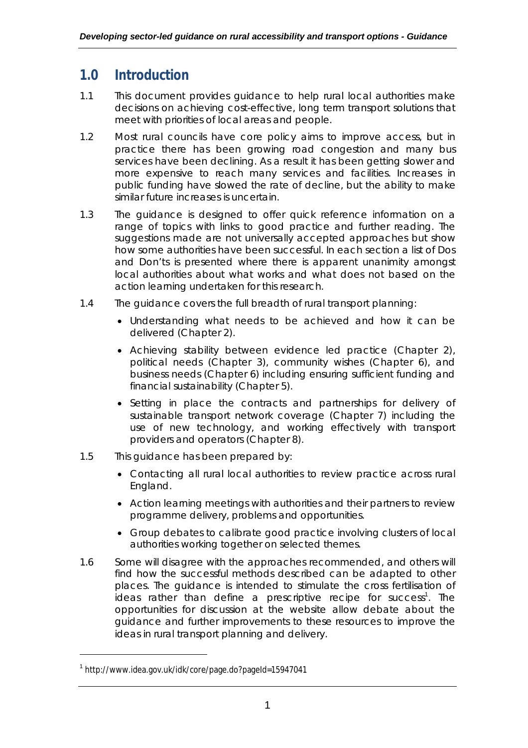# 1.0 Introduction

1.1 This document provides guidance to help rural local authorities make decisions on achieving cost-effective, long term transport solutions that meet with priorities of local areas and people.

1.2 Most rural councils have core policy aims to improve access, but in practice there has been growing road congestion and many bus services have been declining. As a result it has been getting slower and more expensive to reach many services and facilities. Increases in public funding have slowed the rate of decline, but the ability to make similar future increases is uncertain.

1.3 The guidance is designed to offer quick reference information on a range of topics with links to good practice and further reading. The suggestions made are not universally accepted approaches but show how some authorities have been successful. In each section a list of Dos and Don'ts is presented where there is apparent unanimity amongst local authorities about what works and what does not based on the action learning undertaken for this research.

1.4 The guidance covers the full breadth of rural transport planning:

- Understanding what needs to be achieved and how it can be delivered (Chapter 2).
- Achieving stability between evidence led practice (Chapter 2), political needs (Chapter 3), community wishes (Chapter 6), and business needs (Chapter 6) including ensuring sufficient funding and financial sustainability (Chapter 5).
- Setting in place the contracts and partnerships for delivery of sustainable transport network coverage (Chapter 7) including the use of new technology, and working effectively with transport providers and operators (Chapter 8).

1.5 This guidance has been prepared by:

- Contacting all rural local authorities to review practice across rural England.
- Action learning meetings with authorities and their partners to review programme delivery, problems and opportunities.
- Group debates to calibrate good practice involving clusters of local authorities working together on selected themes.

1.6 Some will disagree with the approaches recommended, and others will find how the successful methods described can be adapted to other places. The guidance is intended to stimulate the cross fertilisation of ideas rather than define a prescriptive recipe for success[1]. The opportunities for discussion at the website allow debate about the guidance and further improvements to these resources to improve the ideas in rural transport planning and delivery.

---

[1] http://www.idea.gov.uk/idk/core/page.do?pageId=15947041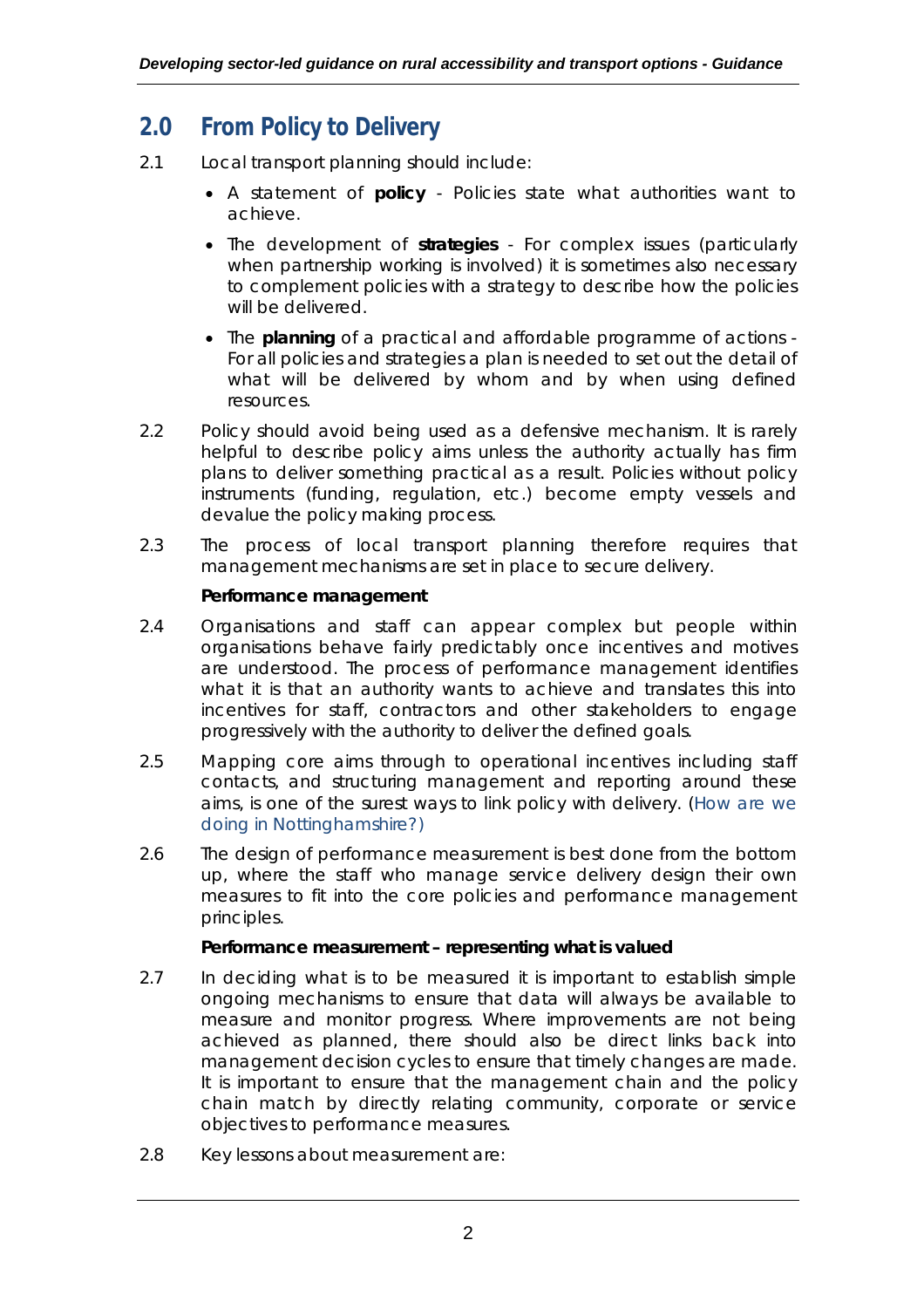## 2.0 From Policy to Delivery

2.1 Local transport planning should include:

- A statement of **policy** - Policies state what authorities want to achieve.
- The development of **strategies** - For complex issues (particularly when partnership working is involved) it is sometimes also necessary to complement policies with a strategy to describe how the policies will be delivered.
- The **planning** of a practical and affordable programme of actions - For all policies and strategies a plan is needed to set out the detail of what will be delivered by whom and by when using defined resources.

2.2 Policy should avoid being used as a defensive mechanism. It is rarely helpful to describe policy aims unless the authority actually has firm plans to deliver something practical as a result. Policies without policy instruments (funding, regulation, etc.) become empty vessels and devalue the policy making process.

2.3 The process of local transport planning therefore requires that management mechanisms are set in place to secure delivery.

**Performance management**

2.4 Organisations and staff can appear complex but people within organisations behave fairly predictably once incentives and motives are understood. The process of performance management identifies what it is that an authority wants to achieve and translates this into incentives for staff, contractors and other stakeholders to engage progressively with the authority to deliver the defined goals.

2.5 Mapping core aims through to operational incentives including staff contacts, and structuring management and reporting around these aims, is one of the surest ways to link policy with delivery. (How are we doing in Nottinghamshire?)

2.6 The design of performance measurement is best done from the bottom up, where the staff who manage service delivery design their own measures to fit into the core policies and performance management principles.

**Performance measurement – representing what is valued**

2.7 In deciding what is to be measured it is important to establish simple ongoing mechanisms to ensure that data will always be available to measure and monitor progress. Where improvements are not being achieved as planned, there should also be direct links back into management decision cycles to ensure that timely changes are made. It is important to ensure that the management chain and the policy chain match by directly relating community, corporate or service objectives to performance measures.

2.8 Key lessons about measurement are: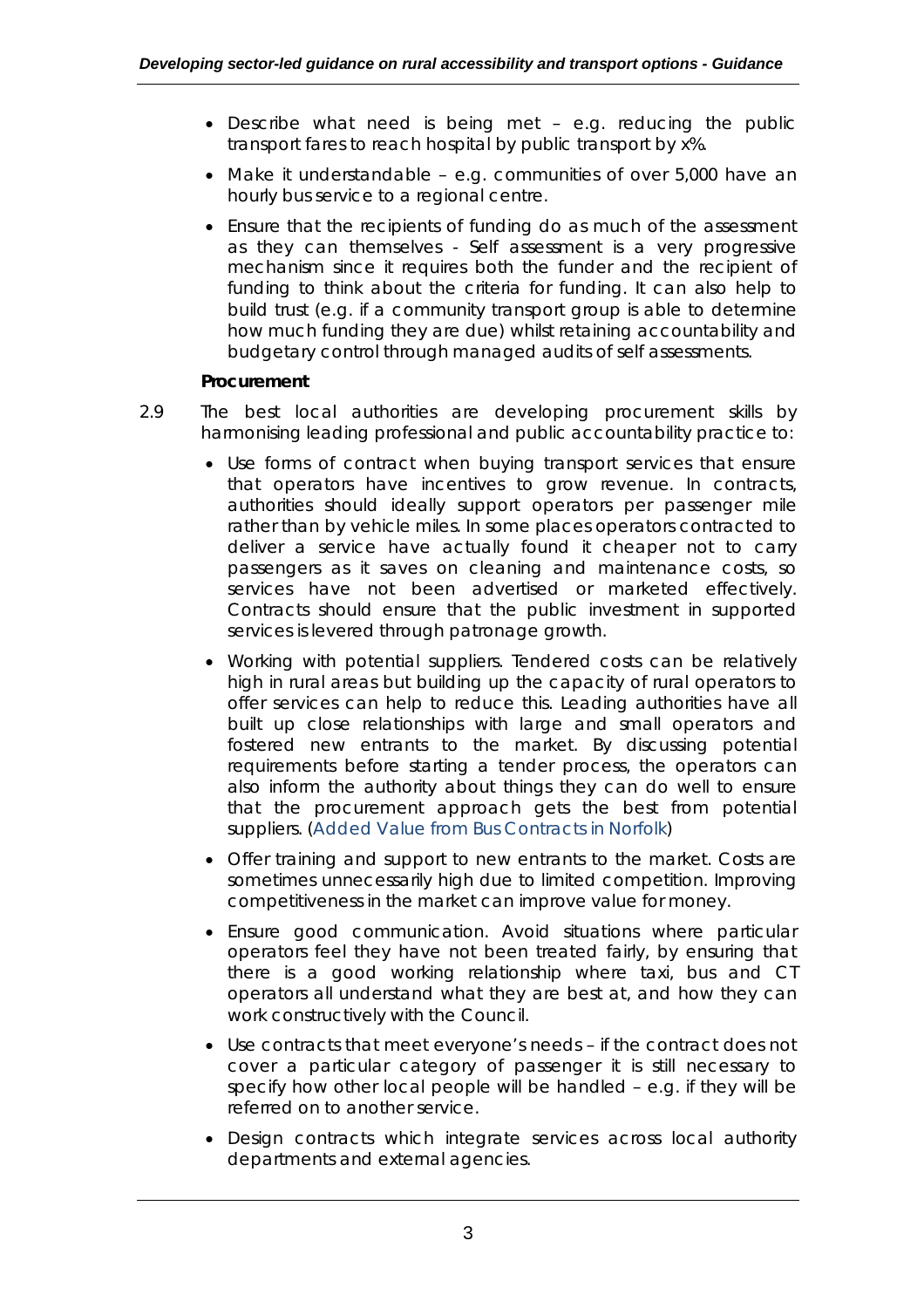- Describe what need is being met – e.g. reducing the public transport fares to reach hospital by public transport by x%.
- Make it understandable – e.g. communities of over 5,000 have an hourly bus service to a regional centre.
- Ensure that the recipients of funding do as much of the assessment as they can themselves - Self assessment is a very progressive mechanism since it requires both the funder and the recipient of funding to think about the criteria for funding. It can also help to build trust (e.g. if a community transport group is able to determine how much funding they are due) whilst retaining accountability and budgetary control through managed audits of self assessments.

**Procurement**

2.9 The best local authorities are developing procurement skills by harmonising leading professional and public accountability practice to:

- Use forms of contract when buying transport services that ensure that operators have incentives to grow revenue. In contracts, authorities should ideally support operators per passenger mile rather than by vehicle miles. In some places operators contracted to deliver a service have actually found it cheaper not to carry passengers as it saves on cleaning and maintenance costs, so services have not been advertised or marketed effectively. Contracts should ensure that the public investment in supported services is levered through patronage growth.
- Working with potential suppliers. Tendered costs can be relatively high in rural areas but building up the capacity of rural operators to offer services can help to reduce this. Leading authorities have all built up close relationships with large and small operators and fostered new entrants to the market. By discussing potential requirements before starting a tender process, the operators can also inform the authority about things they can do well to ensure that the procurement approach gets the best from potential suppliers. (Added Value from Bus Contracts in Norfolk)
- Offer training and support to new entrants to the market. Costs are sometimes unnecessarily high due to limited competition. Improving competitiveness in the market can improve value for money.
- Ensure good communication. Avoid situations where particular operators feel they have not been treated fairly, by ensuring that there is a good working relationship where taxi, bus and CT operators all understand what they are best at, and how they can work constructively with the Council.
- Use contracts that meet everyone's needs – if the contract does not cover a particular category of passenger it is still necessary to specify how other local people will be handled – e.g. if they will be referred on to another service.
- Design contracts which integrate services across local authority departments and external agencies.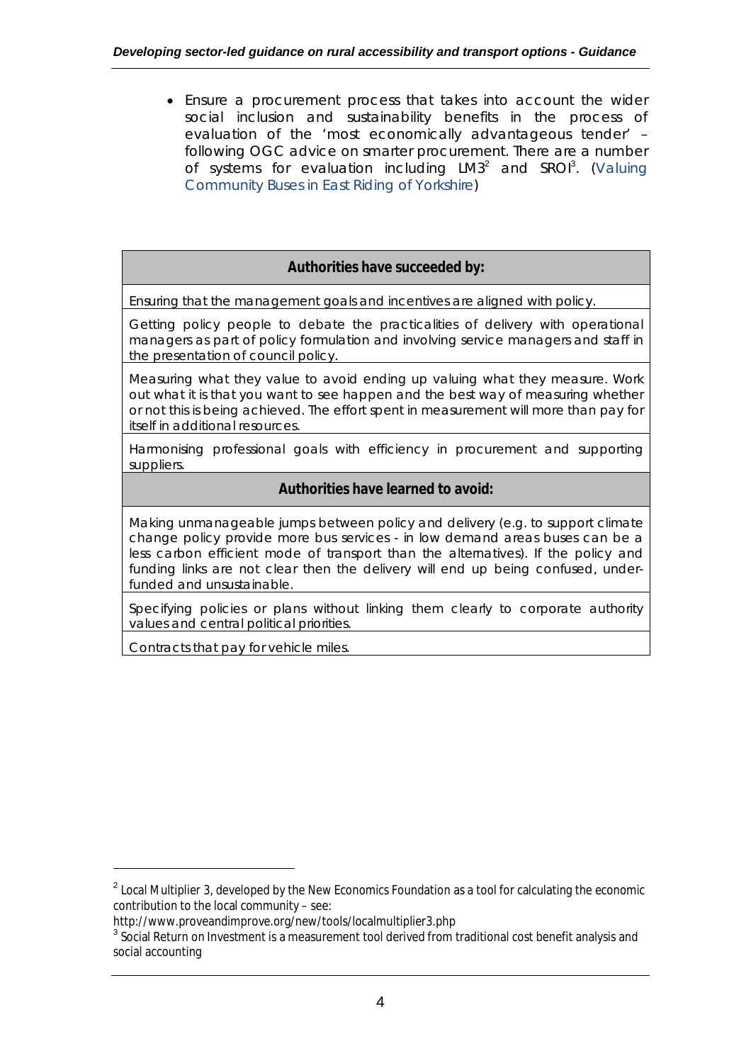- Ensure a procurement process that takes into account the wider social inclusion and sustainability benefits in the process of evaluation of the 'most economically advantageous tender' – following OGC advice on smarter procurement. There are a number of systems for evaluation including LM3[2] and SROI[3]. (Valuing Community Buses in East Riding of Yorkshire)

| Authorities have succeeded by: |
|---|
| Ensuring that the management goals and incentives are aligned with policy. |
| Getting policy people to debate the practicalities of delivery with operational managers as part of policy formulation and involving service managers and staff in the presentation of council policy. |
| Measuring what they value to avoid ending up valuing what they measure. Work out what it is that you want to see happen and the best way of measuring whether or not this is being achieved. The effort spent in measurement will more than pay for itself in additional resources. |
| Harmonising professional goals with efficiency in procurement and supporting suppliers. |
| **Authorities have learned to avoid:** |
| Making unmanageable jumps between policy and delivery (e.g. to support climate change policy provide more bus services - in low demand areas buses can be a less carbon efficient mode of transport than the alternatives). If the policy and funding links are not clear then the delivery will end up being confused, under-funded and unsustainable. |
| Specifying policies or plans without linking them clearly to corporate authority values and central political priorities. |
| Contracts that pay for vehicle miles. |

[2] Local Multiplier 3, developed by the New Economics Foundation as a tool for calculating the economic contribution to the local community – see: http://www.proveandimprove.org/new/tools/localmultiplier3.php

[3] Social Return on Investment is a measurement tool derived from traditional cost benefit analysis and social accounting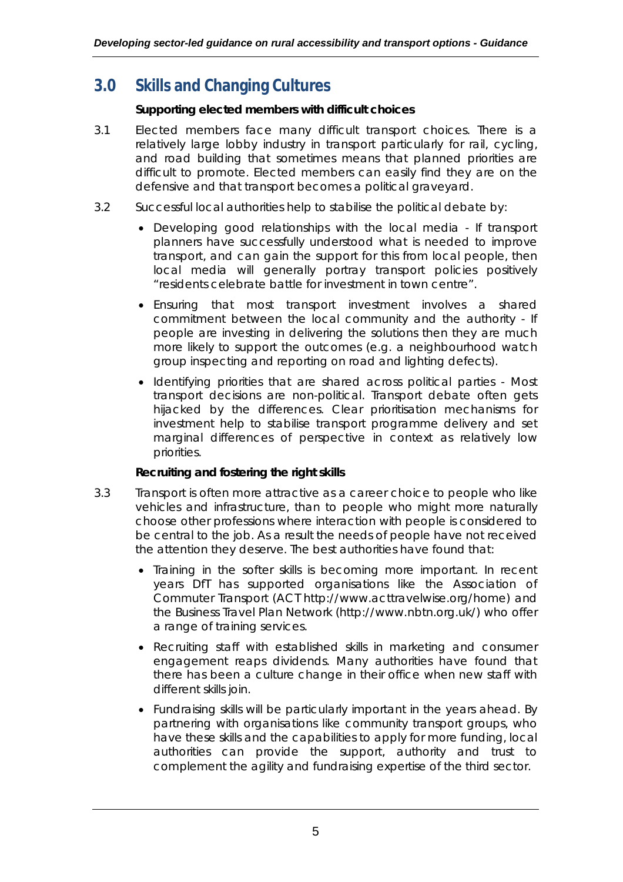## 3.0 Skills and Changing Cultures

**Supporting elected members with difficult choices**

3.1 Elected members face many difficult transport choices. There is a relatively large lobby industry in transport particularly for rail, cycling, and road building that sometimes means that planned priorities are difficult to promote. Elected members can easily find they are on the defensive and that transport becomes a political graveyard.

3.2 Successful local authorities help to stabilise the political debate by:

- Developing good relationships with the local media - If transport planners have successfully understood what is needed to improve transport, and can gain the support for this from local people, then local media will generally portray transport policies positively "residents celebrate battle for investment in town centre".
- Ensuring that most transport investment involves a shared commitment between the local community and the authority - If people are investing in delivering the solutions then they are much more likely to support the outcomes (e.g. a neighbourhood watch group inspecting and reporting on road and lighting defects).
- Identifying priorities that are shared across political parties - Most transport decisions are non-political. Transport debate often gets hijacked by the differences. Clear prioritisation mechanisms for investment help to stabilise transport programme delivery and set marginal differences of perspective in context as relatively low priorities.

**Recruiting and fostering the right skills**

3.3 Transport is often more attractive as a career choice to people who like vehicles and infrastructure, than to people who might more naturally choose other professions where interaction with people is considered to be central to the job. As a result the needs of people have not received the attention they deserve. The best authorities have found that:

- Training in the softer skills is becoming more important. In recent years DfT has supported organisations like the Association of Commuter Transport (ACT http://www.acttravelwise.org/home) and the Business Travel Plan Network (http://www.nbtn.org.uk/) who offer a range of training services.
- Recruiting staff with established skills in marketing and consumer engagement reaps dividends. Many authorities have found that there has been a culture change in their office when new staff with different skills join.
- Fundraising skills will be particularly important in the years ahead. By partnering with organisations like community transport groups, who have these skills and the capabilities to apply for more funding, local authorities can provide the support, authority and trust to complement the agility and fundraising expertise of the third sector.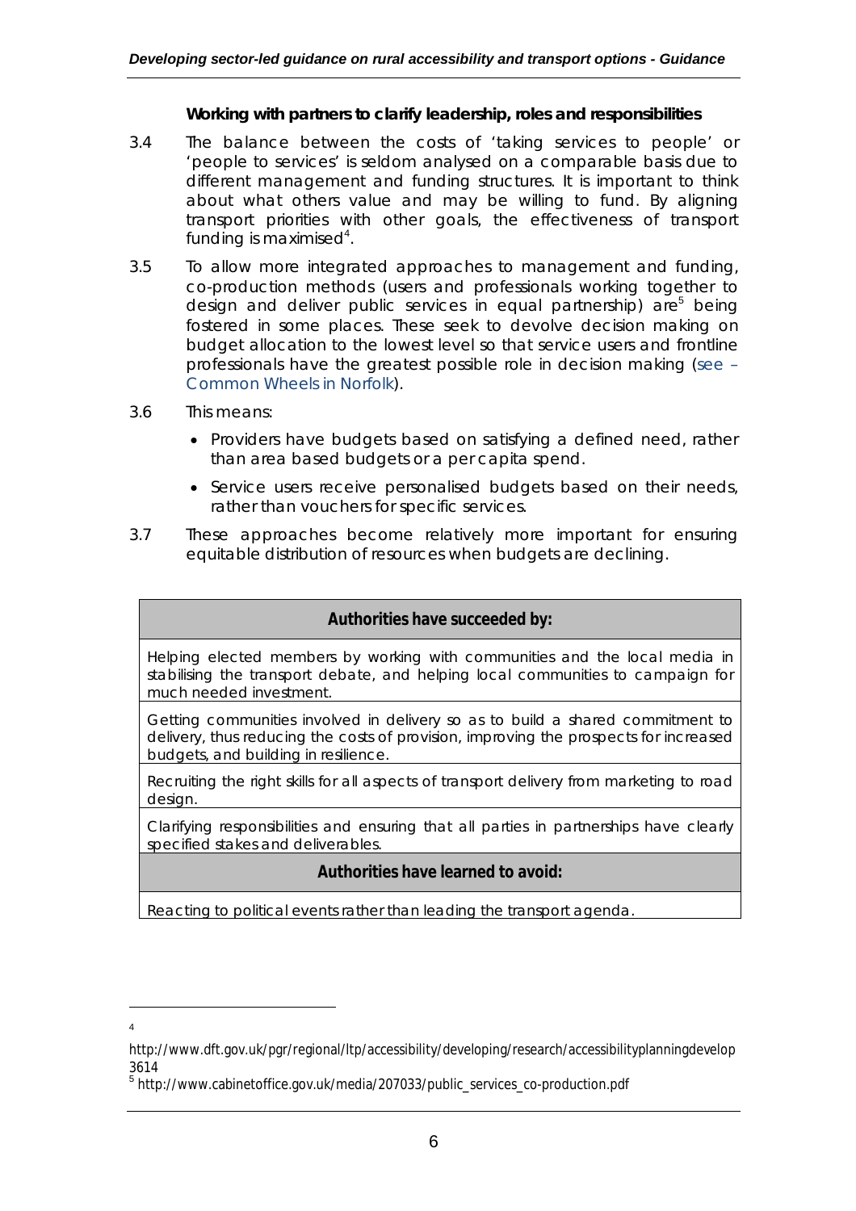**Working with partners to clarify leadership, roles and responsibilities**

3.4 The balance between the costs of 'taking services to people' or 'people to services' is seldom analysed on a comparable basis due to different management and funding structures. It is important to think about what others value and may be willing to fund. By aligning transport priorities with other goals, the effectiveness of transport funding is maximised[4].

3.5 To allow more integrated approaches to management and funding, co-production methods (users and professionals working together to design and deliver public services in equal partnership) are[5] being fostered in some places. These seek to devolve decision making on budget allocation to the lowest level so that service users and frontline professionals have the greatest possible role in decision making (see – Common Wheels in Norfolk).

3.6 This means:

- Providers have budgets based on satisfying a defined need, rather than area based budgets or a per capita spend.
- Service users receive personalised budgets based on their needs, rather than vouchers for specific services.

3.7 These approaches become relatively more important for ensuring equitable distribution of resources when budgets are declining.

| **Authorities have succeeded by:** |
| --- |
| Helping elected members by working with communities and the local media in stabilising the transport debate, and helping local communities to campaign for much needed investment. |
| Getting communities involved in delivery so as to build a shared commitment to delivery, thus reducing the costs of provision, improving the prospects for increased budgets, and building in resilience. |
| Recruiting the right skills for all aspects of transport delivery from marketing to road design. |
| Clarifying responsibilities and ensuring that all parties in partnerships have clearly specified stakes and deliverables. |
| **Authorities have learned to avoid:** |
| Reacting to political events rather than leading the transport agenda. |

[4] http://www.dft.gov.uk/pgr/regional/ltp/accessibility/developing/research/accessibilityplanningdevelop3614

[5] http://www.cabinetoffice.gov.uk/media/207033/public_services_co-production.pdf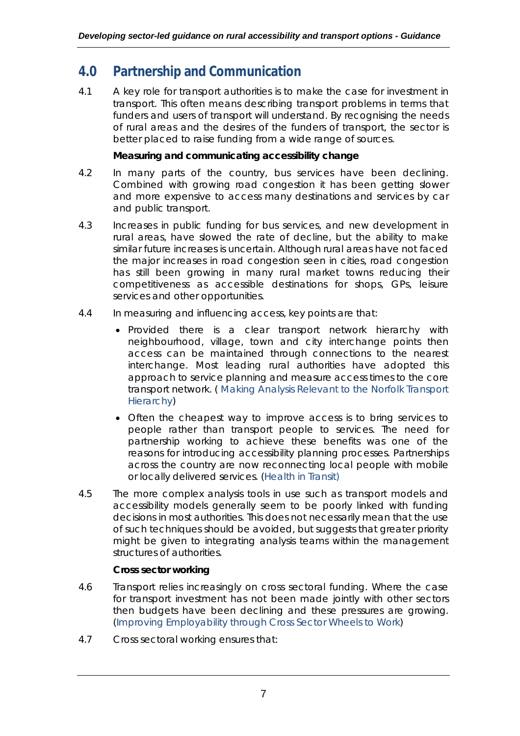## 4.0 Partnership and Communication

4.1 A key role for transport authorities is to make the case for investment in transport. This often means describing transport problems in terms that funders and users of transport will understand. By recognising the needs of rural areas and the desires of the funders of transport, the sector is better placed to raise funding from a wide range of sources.

**Measuring and communicating accessibility change**

4.2 In many parts of the country, bus services have been declining. Combined with growing road congestion it has been getting slower and more expensive to access many destinations and services by car and public transport.

4.3 Increases in public funding for bus services, and new development in rural areas, have slowed the rate of decline, but the ability to make similar future increases is uncertain. Although rural areas have not faced the major increases in road congestion seen in cities, road congestion has still been growing in many rural market towns reducing their competitiveness as accessible destinations for shops, GPs, leisure services and other opportunities.

4.4 In measuring and influencing access, key points are that:

- Provided there is a clear transport network hierarchy with neighbourhood, village, town and city interchange points then access can be maintained through connections to the nearest interchange. Most leading rural authorities have adopted this approach to service planning and measure access times to the core transport network. ( Making Analysis Relevant to the Norfolk Transport Hierarchy)
- Often the cheapest way to improve access is to bring services to people rather than transport people to services. The need for partnership working to achieve these benefits was one of the reasons for introducing accessibility planning processes. Partnerships across the country are now reconnecting local people with mobile or locally delivered services. (Health in Transit)

4.5 The more complex analysis tools in use such as transport models and accessibility models generally seem to be poorly linked with funding decisions in most authorities. This does not necessarily mean that the use of such techniques should be avoided, but suggests that greater priority might be given to integrating analysis teams within the management structures of authorities.

**Cross sector working**

4.6 Transport relies increasingly on cross sectoral funding. Where the case for transport investment has not been made jointly with other sectors then budgets have been declining and these pressures are growing. (Improving Employability through Cross Sector Wheels to Work)

4.7 Cross sectoral working ensures that: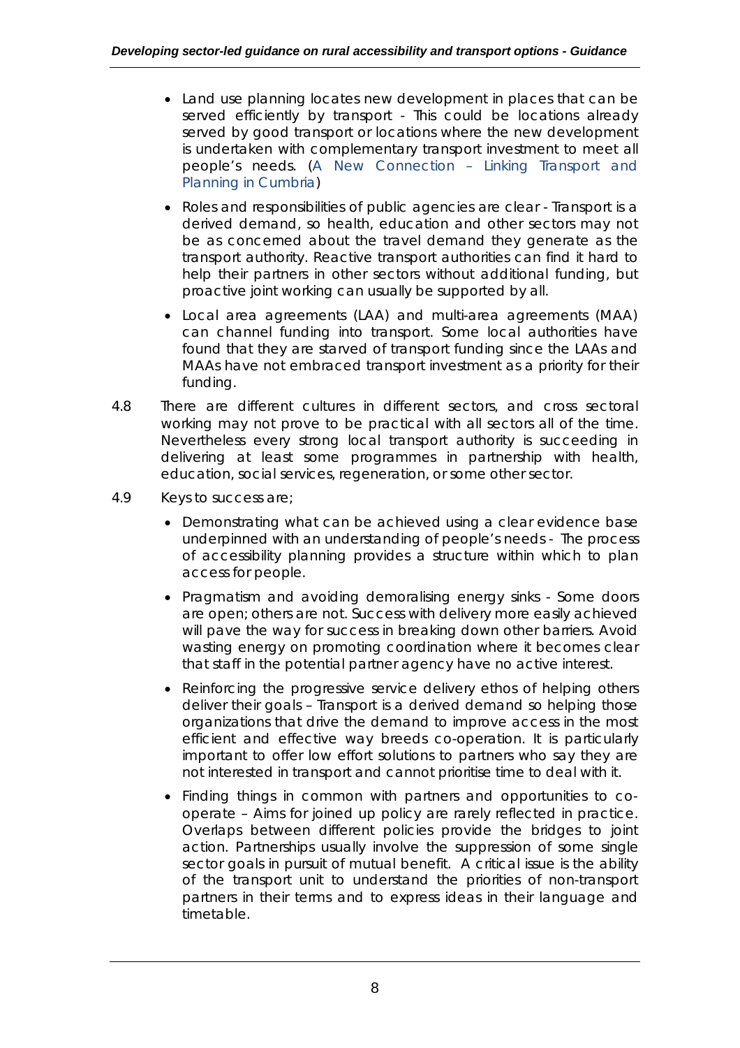- Land use planning locates new development in places that can be served efficiently by transport - This could be locations already served by good transport or locations where the new development is undertaken with complementary transport investment to meet all people's needs. (A New Connection – Linking Transport and Planning in Cumbria)
- Roles and responsibilities of public agencies are clear - Transport is a derived demand, so health, education and other sectors may not be as concerned about the travel demand they generate as the transport authority. Reactive transport authorities can find it hard to help their partners in other sectors without additional funding, but proactive joint working can usually be supported by all.
- Local area agreements (LAA) and multi-area agreements (MAA) can channel funding into transport. Some local authorities have found that they are starved of transport funding since the LAAs and MAAs have not embraced transport investment as a priority for their funding.

4.8 There are different cultures in different sectors, and cross sectoral working may not prove to be practical with all sectors all of the time. Nevertheless every strong local transport authority is succeeding in delivering at least some programmes in partnership with health, education, social services, regeneration, or some other sector.

4.9 Keys to success are;

- Demonstrating what can be achieved using a clear evidence base underpinned with an understanding of people's needs - The process of accessibility planning provides a structure within which to plan access for people.
- Pragmatism and avoiding demoralising energy sinks - Some doors are open; others are not. Success with delivery more easily achieved will pave the way for success in breaking down other barriers. Avoid wasting energy on promoting coordination where it becomes clear that staff in the potential partner agency have no active interest.
- Reinforcing the progressive service delivery ethos of helping others deliver their goals – Transport is a derived demand so helping those organizations that drive the demand to improve access in the most efficient and effective way breeds co-operation. It is particularly important to offer low effort solutions to partners who say they are not interested in transport and cannot prioritise time to deal with it.
- Finding things in common with partners and opportunities to co-operate – Aims for joined up policy are rarely reflected in practice. Overlaps between different policies provide the bridges to joint action. Partnerships usually involve the suppression of some single sector goals in pursuit of mutual benefit. A critical issue is the ability of the transport unit to understand the priorities of non-transport partners in their terms and to express ideas in their language and timetable.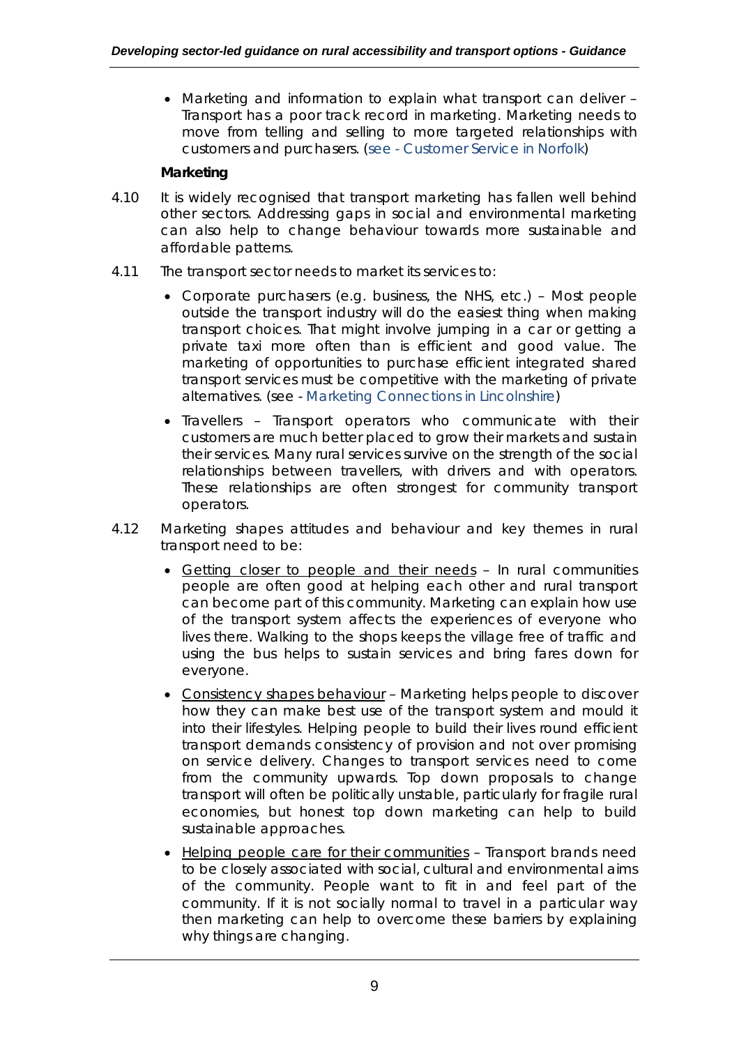- Marketing and information to explain what transport can deliver – Transport has a poor track record in marketing. Marketing needs to move from telling and selling to more targeted relationships with customers and purchasers. (see - Customer Service in Norfolk)

**Marketing**

4.10 It is widely recognised that transport marketing has fallen well behind other sectors. Addressing gaps in social and environmental marketing can also help to change behaviour towards more sustainable and affordable patterns.

4.11 The transport sector needs to market its services to:

- Corporate purchasers (e.g. business, the NHS, etc.) – Most people outside the transport industry will do the easiest thing when making transport choices. That might involve jumping in a car or getting a private taxi more often than is efficient and good value. The marketing of opportunities to purchase efficient integrated shared transport services must be competitive with the marketing of private alternatives. (see - Marketing Connections in Lincolnshire)
- Travellers – Transport operators who communicate with their customers are much better placed to grow their markets and sustain their services. Many rural services survive on the strength of the social relationships between travellers, with drivers and with operators. These relationships are often strongest for community transport operators.

4.12 Marketing shapes attitudes and behaviour and key themes in rural transport need to be:

- <u>Getting closer to people and their needs</u> – In rural communities people are often good at helping each other and rural transport can become part of this community. Marketing can explain how use of the transport system affects the experiences of everyone who lives there. Walking to the shops keeps the village free of traffic and using the bus helps to sustain services and bring fares down for everyone.
- <u>Consistency shapes behaviour</u> – Marketing helps people to discover how they can make best use of the transport system and mould it into their lifestyles. Helping people to build their lives round efficient transport demands consistency of provision and not over promising on service delivery. Changes to transport services need to come from the community upwards. Top down proposals to change transport will often be politically unstable, particularly for fragile rural economies, but honest top down marketing can help to build sustainable approaches.
- <u>Helping people care for their communities</u> – Transport brands need to be closely associated with social, cultural and environmental aims of the community. People want to fit in and feel part of the community. If it is not socially normal to travel in a particular way then marketing can help to overcome these barriers by explaining why things are changing.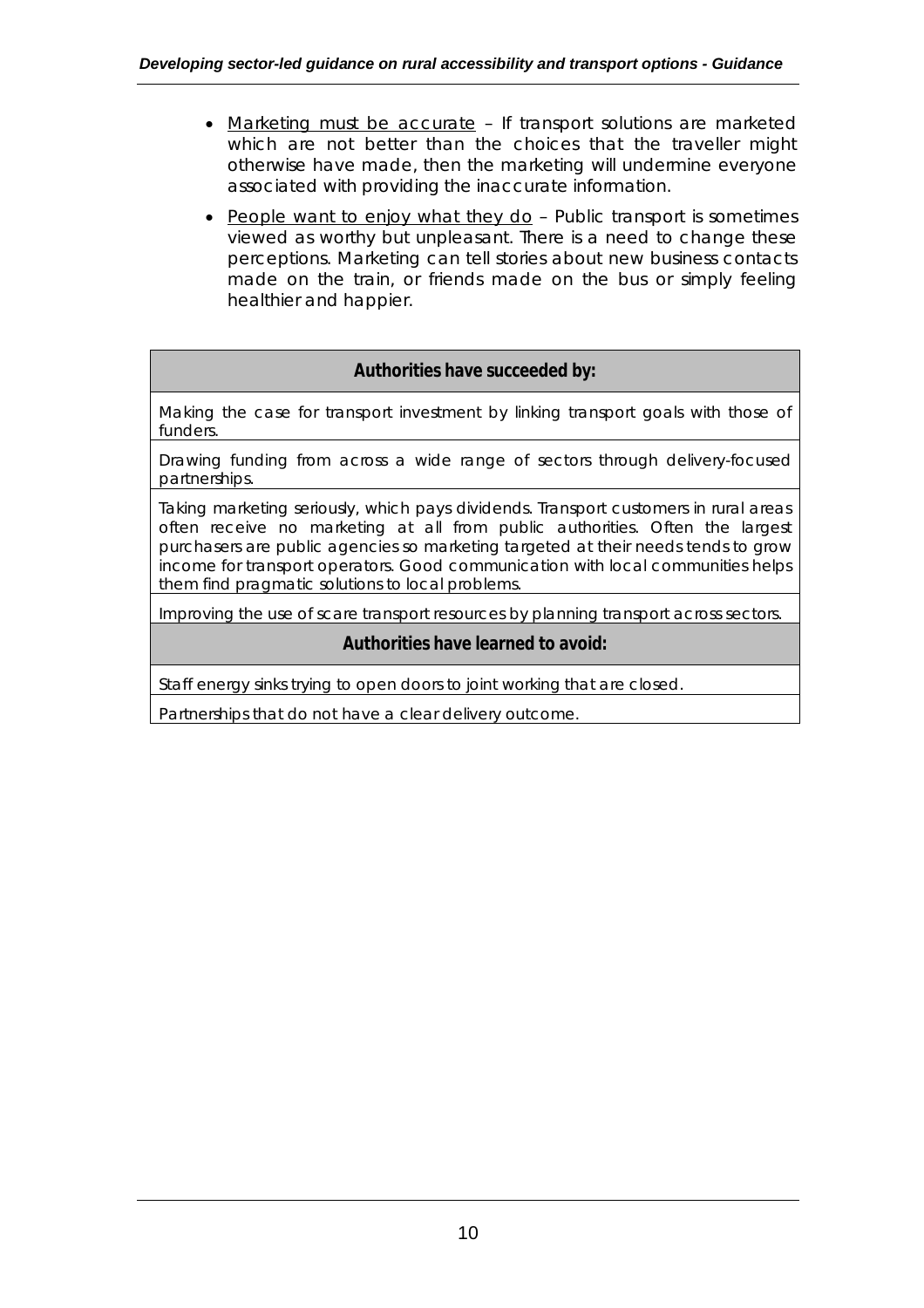- Marketing must be accurate – If transport solutions are marketed which are not better than the choices that the traveller might otherwise have made, then the marketing will undermine everyone associated with providing the inaccurate information.
- People want to enjoy what they do – Public transport is sometimes viewed as worthy but unpleasant. There is a need to change these perceptions. Marketing can tell stories about new business contacts made on the train, or friends made on the bus or simply feeling healthier and happier.

| **Authorities have succeeded by:** |
| --- |
| Making the case for transport investment by linking transport goals with those of funders. |
| Drawing funding from across a wide range of sectors through delivery-focused partnerships. |
| Taking marketing seriously, which pays dividends. Transport customers in rural areas often receive no marketing at all from public authorities. Often the largest purchasers are public agencies so marketing targeted at their needs tends to grow income for transport operators. Good communication with local communities helps them find pragmatic solutions to local problems. |
| Improving the use of scare transport resources by planning transport across sectors. |
| **Authorities have learned to avoid:** |
| Staff energy sinks trying to open doors to joint working that are closed. |
| Partnerships that do not have a clear delivery outcome. |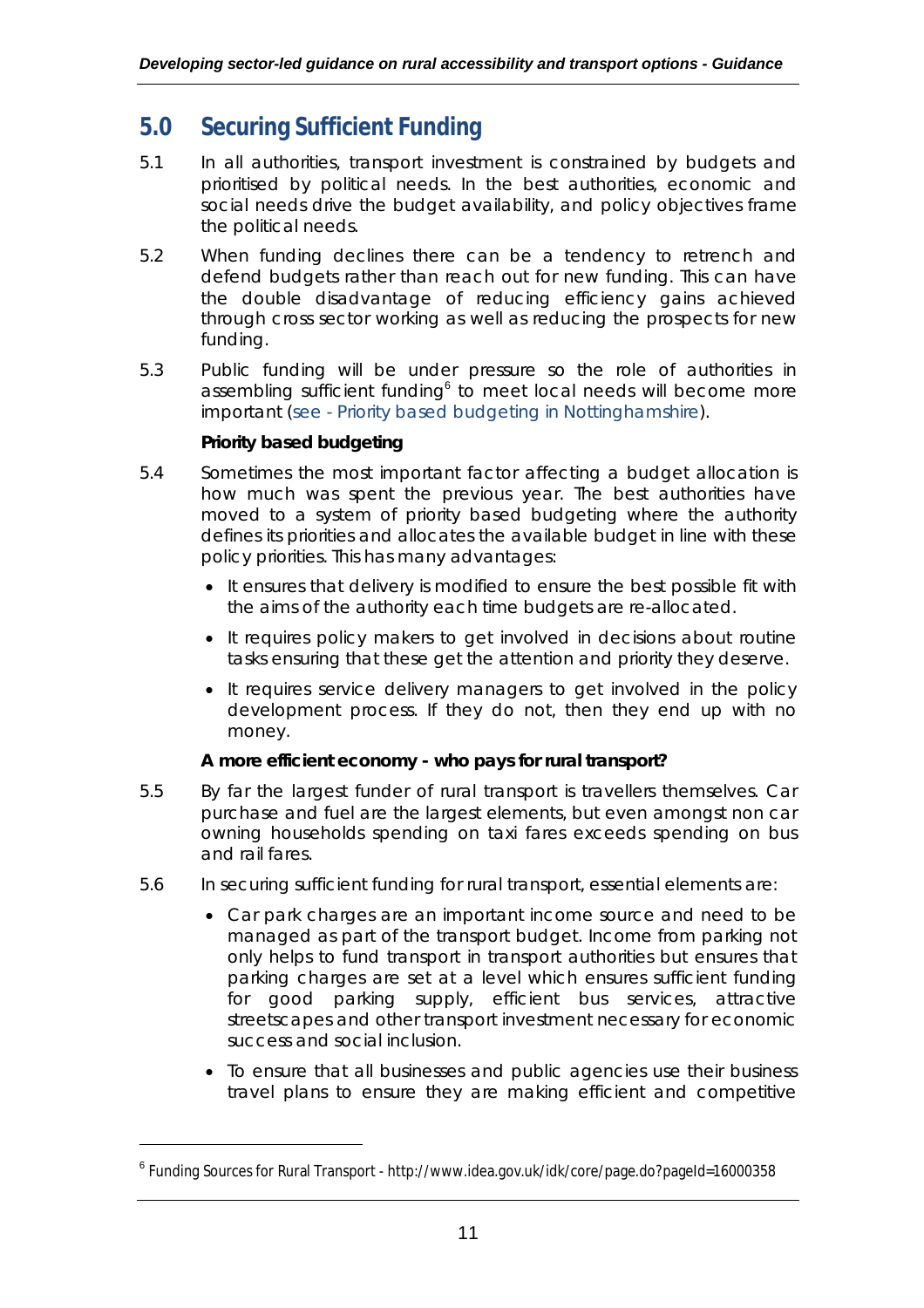## 5.0 Securing Sufficient Funding

5.1 In all authorities, transport investment is constrained by budgets and prioritised by political needs. In the best authorities, economic and social needs drive the budget availability, and policy objectives frame the political needs.

5.2 When funding declines there can be a tendency to retrench and defend budgets rather than reach out for new funding. This can have the double disadvantage of reducing efficiency gains achieved through cross sector working as well as reducing the prospects for new funding.

5.3 Public funding will be under pressure so the role of authorities in assembling sufficient funding[6] to meet local needs will become more important (see - Priority based budgeting in Nottinghamshire).

**Priority based budgeting**

5.4 Sometimes the most important factor affecting a budget allocation is how much was spent the previous year. The best authorities have moved to a system of priority based budgeting where the authority defines its priorities and allocates the available budget in line with these policy priorities. This has many advantages:

- It ensures that delivery is modified to ensure the best possible fit with the aims of the authority each time budgets are re-allocated.
- It requires policy makers to get involved in decisions about routine tasks ensuring that these get the attention and priority they deserve.
- It requires service delivery managers to get involved in the policy development process. If they do not, then they end up with no money.

**A more efficient economy - who pays for rural transport?**

5.5 By far the largest funder of rural transport is travellers themselves. Car purchase and fuel are the largest elements, but even amongst non car owning households spending on taxi fares exceeds spending on bus and rail fares.

5.6 In securing sufficient funding for rural transport, essential elements are:

- Car park charges are an important income source and need to be managed as part of the transport budget. Income from parking not only helps to fund transport in transport authorities but ensures that parking charges are set at a level which ensures sufficient funding for good parking supply, efficient bus services, attractive streetscapes and other transport investment necessary for economic success and social inclusion.
- To ensure that all businesses and public agencies use their business travel plans to ensure they are making efficient and competitive

[6] Funding Sources for Rural Transport - http://www.idea.gov.uk/idk/core/page.do?pageId=16000358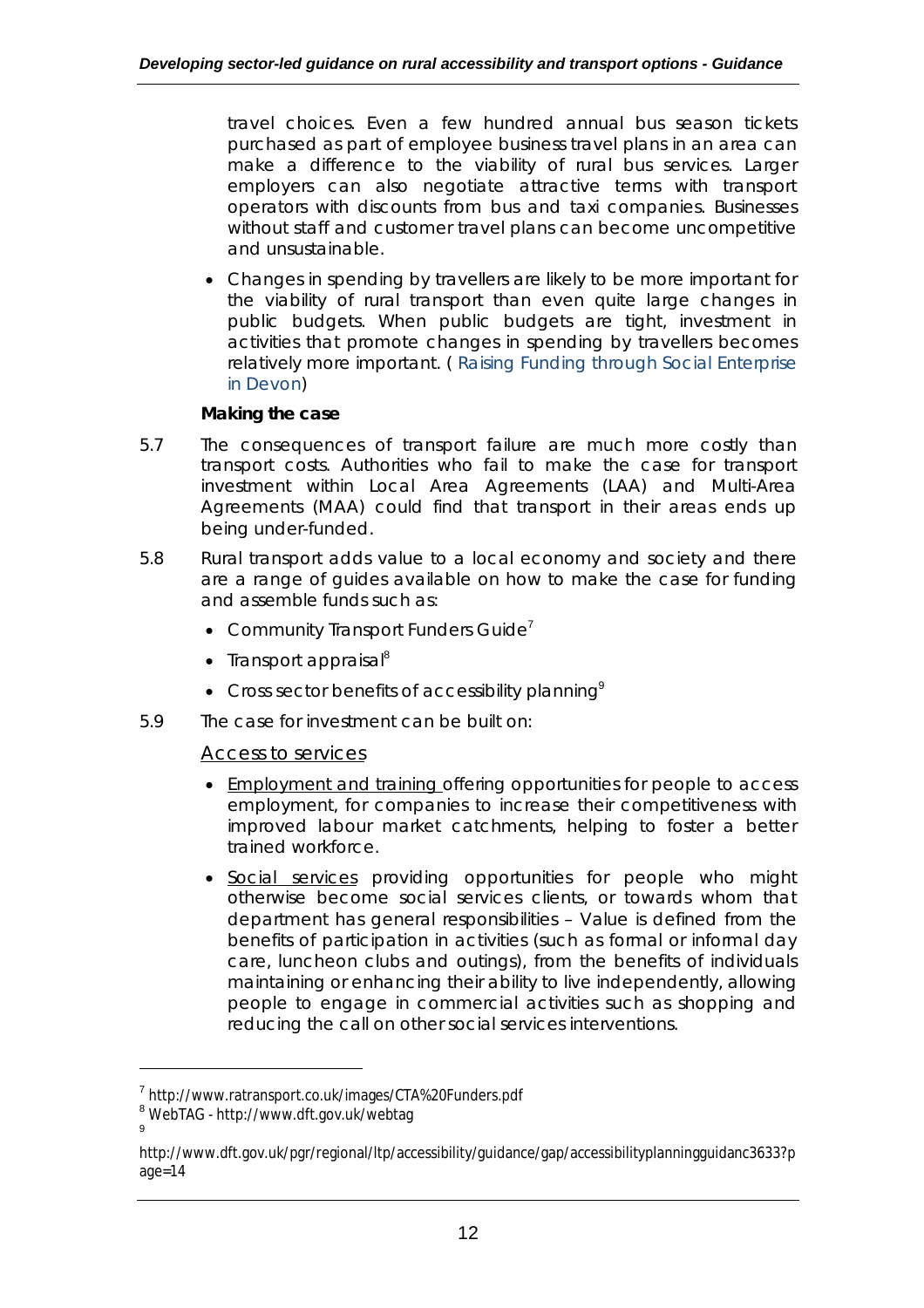travel choices. Even a few hundred annual bus season tickets purchased as part of employee business travel plans in an area can make a difference to the viability of rural bus services. Larger employers can also negotiate attractive terms with transport operators with discounts from bus and taxi companies. Businesses without staff and customer travel plans can become uncompetitive and unsustainable.

- Changes in spending by travellers are likely to be more important for the viability of rural transport than even quite large changes in public budgets. When public budgets are tight, investment in activities that promote changes in spending by travellers becomes relatively more important. ( Raising Funding through Social Enterprise in Devon)

**Making the case**

5.7 The consequences of transport failure are much more costly than transport costs. Authorities who fail to make the case for transport investment within Local Area Agreements (LAA) and Multi-Area Agreements (MAA) could find that transport in their areas ends up being under-funded.

5.8 Rural transport adds value to a local economy and society and there are a range of guides available on how to make the case for funding and assemble funds such as:

- Community Transport Funders Guide[7]
- Transport appraisal[8]
- Cross sector benefits of accessibility planning[9]

5.9 The case for investment can be built on:

Access to services

- Employment and training offering opportunities for people to access employment, for companies to increase their competitiveness with improved labour market catchments, helping to foster a better trained workforce.
- Social services providing opportunities for people who might otherwise become social services clients, or towards whom that department has general responsibilities – Value is defined from the benefits of participation in activities (such as formal or informal day care, luncheon clubs and outings), from the benefits of individuals maintaining or enhancing their ability to live independently, allowing people to engage in commercial activities such as shopping and reducing the call on other social services interventions.

---

[7] http://www.ratransport.co.uk/images/CTA%20Funders.pdf

[8] WebTAG - http://www.dft.gov.uk/webtag

[9] http://www.dft.gov.uk/pgr/regional/ltp/accessibility/guidance/gap/accessibilityplanningguidanc3633?page=14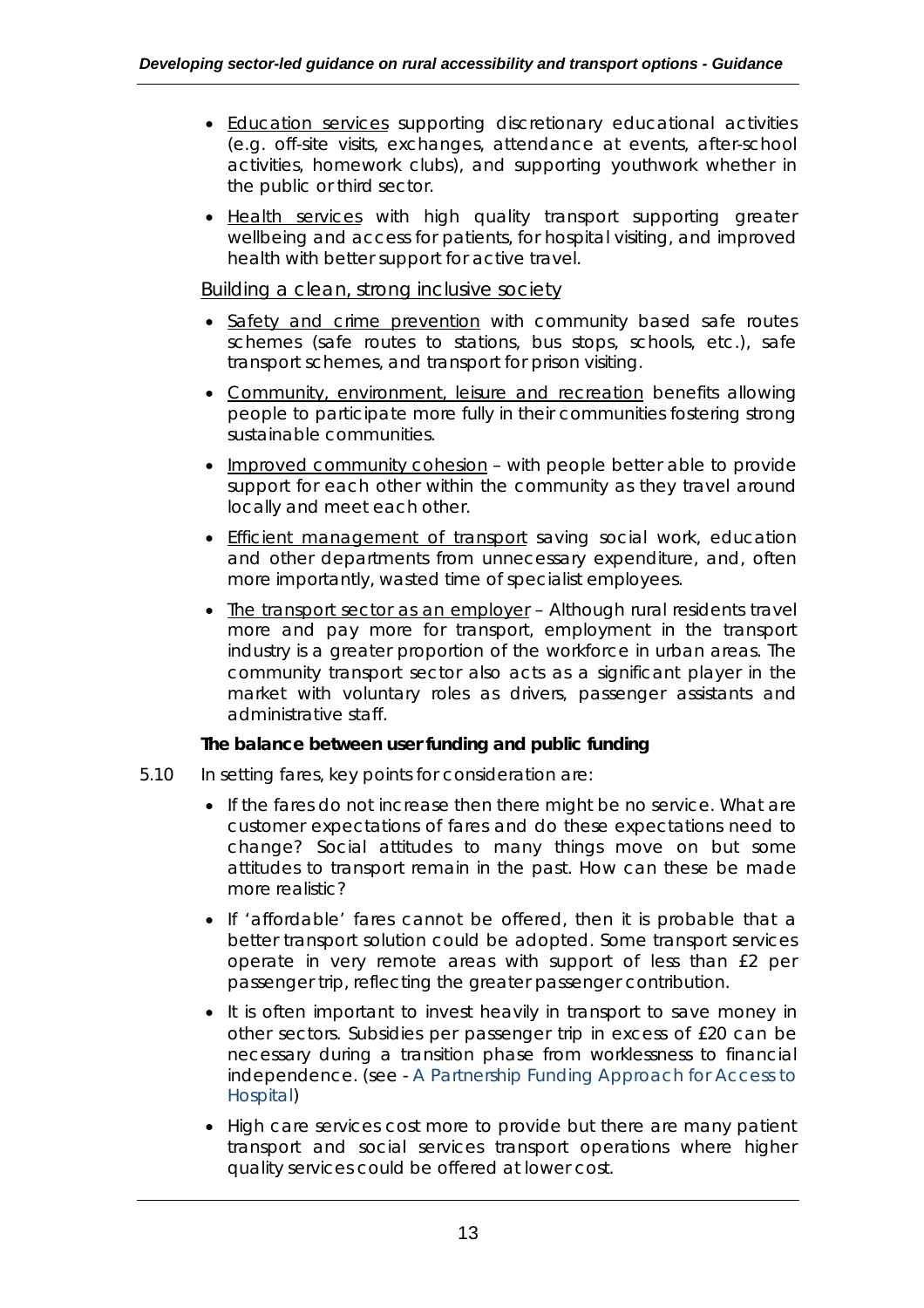- Education services supporting discretionary educational activities (e.g. off-site visits, exchanges, attendance at events, after-school activities, homework clubs), and supporting youthwork whether in the public or third sector.
- Health services with high quality transport supporting greater wellbeing and access for patients, for hospital visiting, and improved health with better support for active travel.

Building a clean, strong inclusive society

- Safety and crime prevention with community based safe routes schemes (safe routes to stations, bus stops, schools, etc.), safe transport schemes, and transport for prison visiting.
- Community, environment, leisure and recreation benefits allowing people to participate more fully in their communities fostering strong sustainable communities.
- Improved community cohesion – with people better able to provide support for each other within the community as they travel around locally and meet each other.
- Efficient management of transport saving social work, education and other departments from unnecessary expenditure, and, often more importantly, wasted time of specialist employees.
- The transport sector as an employer – Although rural residents travel more and pay more for transport, employment in the transport industry is a greater proportion of the workforce in urban areas. The community transport sector also acts as a significant player in the market with voluntary roles as drivers, passenger assistants and administrative staff.

**The balance between user funding and public funding**

5.10 In setting fares, key points for consideration are:

- If the fares do not increase then there might be no service. What are customer expectations of fares and do these expectations need to change? Social attitudes to many things move on but some attitudes to transport remain in the past. How can these be made more realistic?
- If 'affordable' fares cannot be offered, then it is probable that a better transport solution could be adopted. Some transport services operate in very remote areas with support of less than £2 per passenger trip, reflecting the greater passenger contribution.
- It is often important to invest heavily in transport to save money in other sectors. Subsidies per passenger trip in excess of £20 can be necessary during a transition phase from worklessness to financial independence. (see - A Partnership Funding Approach for Access to Hospital)
- High care services cost more to provide but there are many patient transport and social services transport operations where higher quality services could be offered at lower cost.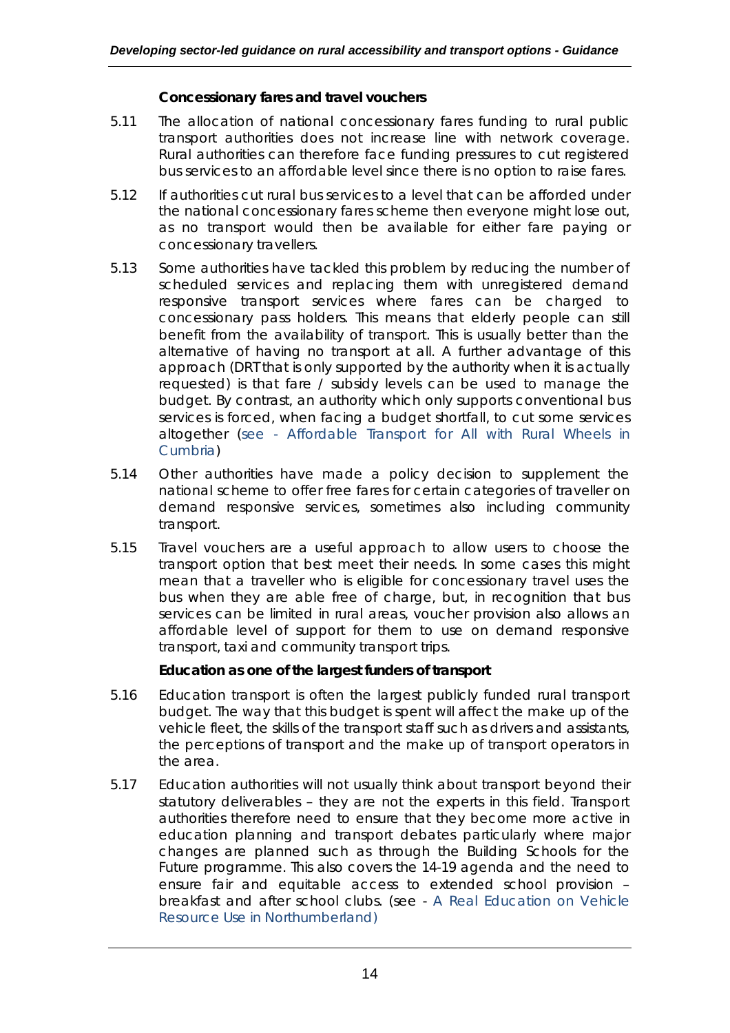**Concessionary fares and travel vouchers**

5.11 The allocation of national concessionary fares funding to rural public transport authorities does not increase line with network coverage. Rural authorities can therefore face funding pressures to cut registered bus services to an affordable level since there is no option to raise fares.

5.12 If authorities cut rural bus services to a level that can be afforded under the national concessionary fares scheme then everyone might lose out, as no transport would then be available for either fare paying or concessionary travellers.

5.13 Some authorities have tackled this problem by reducing the number of scheduled services and replacing them with unregistered demand responsive transport services where fares can be charged to concessionary pass holders. This means that elderly people can still benefit from the availability of transport. This is usually better than the alternative of having no transport at all. A further advantage of this approach (DRT that is only supported by the authority when it is actually requested) is that fare / subsidy levels can be used to manage the budget. By contrast, an authority which only supports conventional bus services is forced, when facing a budget shortfall, to cut some services altogether (see - Affordable Transport for All with Rural Wheels in Cumbria)

5.14 Other authorities have made a policy decision to supplement the national scheme to offer free fares for certain categories of traveller on demand responsive services, sometimes also including community transport.

5.15 Travel vouchers are a useful approach to allow users to choose the transport option that best meet their needs. In some cases this might mean that a traveller who is eligible for concessionary travel uses the bus when they are able free of charge, but, in recognition that bus services can be limited in rural areas, voucher provision also allows an affordable level of support for them to use on demand responsive transport, taxi and community transport trips.

**Education as one of the largest funders of transport**

5.16 Education transport is often the largest publicly funded rural transport budget. The way that this budget is spent will affect the make up of the vehicle fleet, the skills of the transport staff such as drivers and assistants, the perceptions of transport and the make up of transport operators in the area.

5.17 Education authorities will not usually think about transport beyond their statutory deliverables – they are not the experts in this field. Transport authorities therefore need to ensure that they become more active in education planning and transport debates particularly where major changes are planned such as through the Building Schools for the Future programme. This also covers the 14-19 agenda and the need to ensure fair and equitable access to extended school provision – breakfast and after school clubs. (see - A Real Education on Vehicle Resource Use in Northumberland)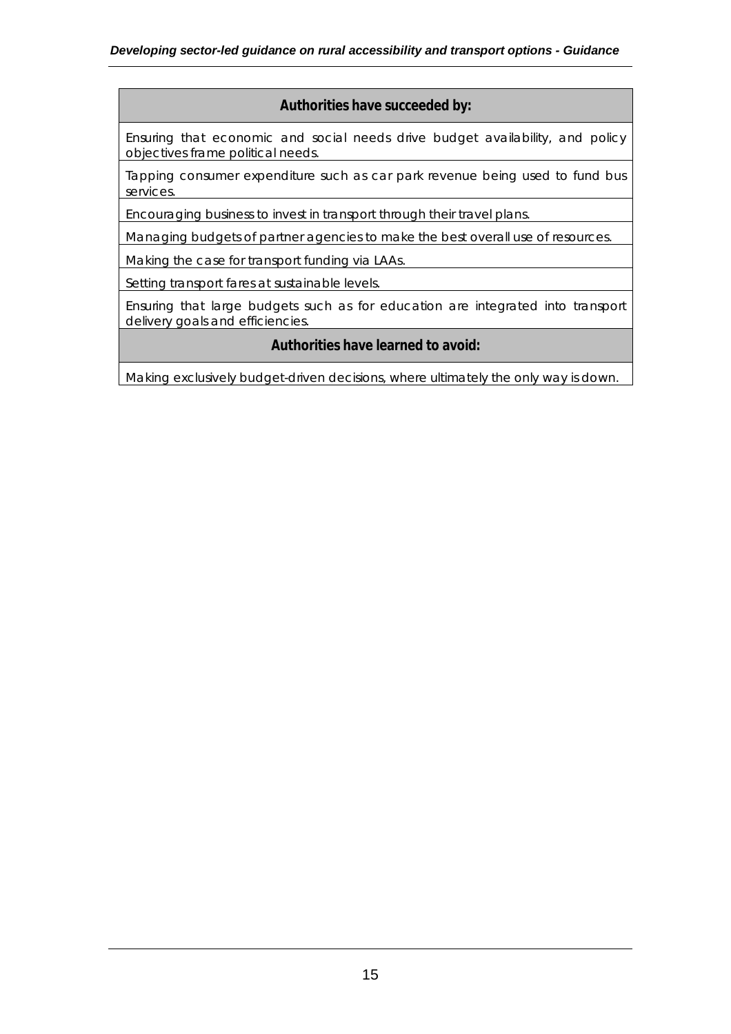| Authorities have succeeded by: |
|---|
| Ensuring that economic and social needs drive budget availability, and policy objectives frame political needs. |
| Tapping consumer expenditure such as car park revenue being used to fund bus services. |
| Encouraging business to invest in transport through their travel plans. |
| Managing budgets of partner agencies to make the best overall use of resources. |
| Making the case for transport funding via LAAs. |
| Setting transport fares at sustainable levels. |
| Ensuring that large budgets such as for education are integrated into transport delivery goals and efficiencies. |
| **Authorities have learned to avoid:** |
| Making exclusively budget-driven decisions, where ultimately the only way is down. |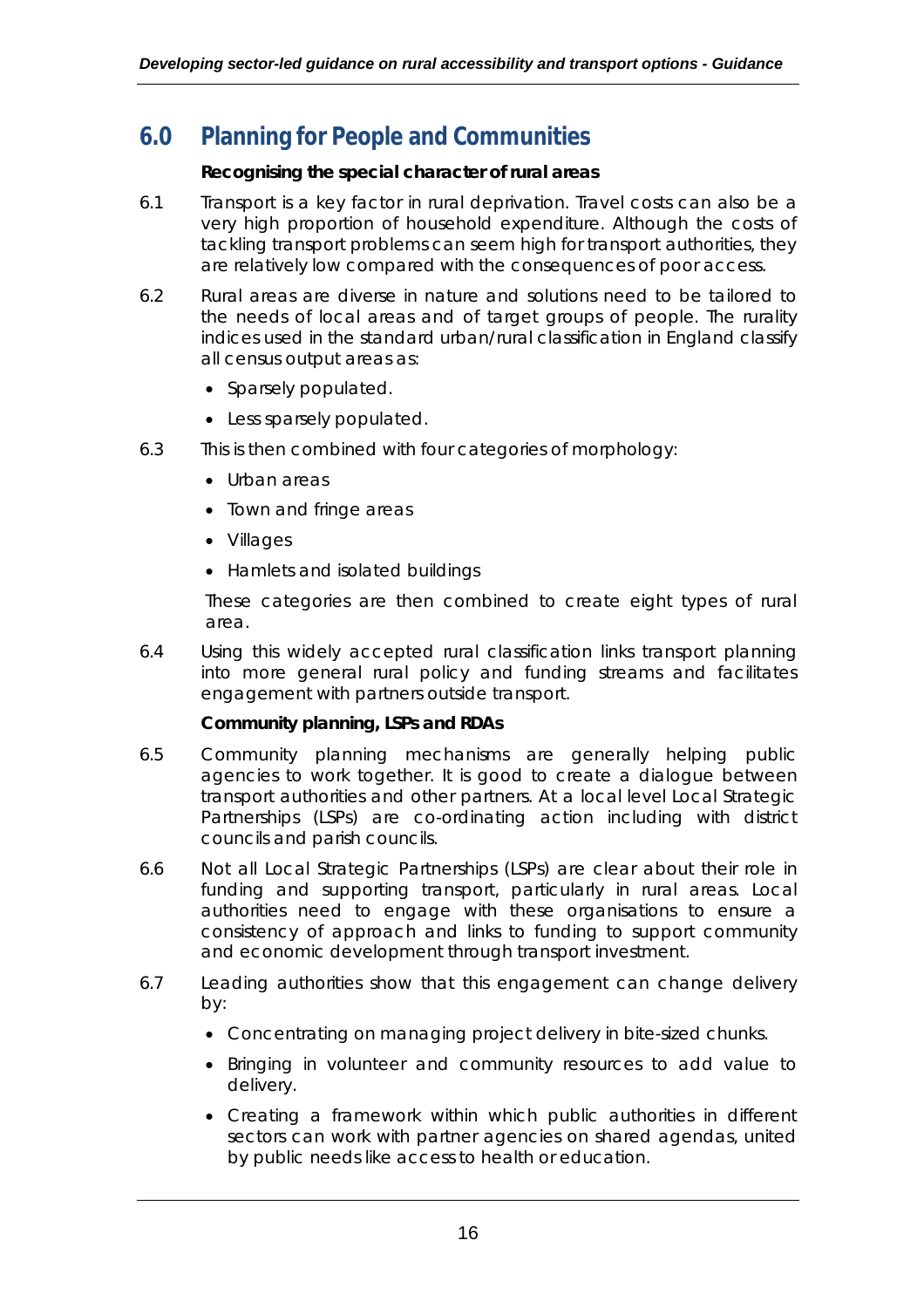# 6.0 Planning for People and Communities

**Recognising the special character of rural areas**

6.1 Transport is a key factor in rural deprivation. Travel costs can also be a very high proportion of household expenditure. Although the costs of tackling transport problems can seem high for transport authorities, they are relatively low compared with the consequences of poor access.

6.2 Rural areas are diverse in nature and solutions need to be tailored to the needs of local areas and of target groups of people. The rurality indices used in the standard urban/rural classification in England classify all census output areas as:

- Sparsely populated.
- Less sparsely populated.

6.3 This is then combined with four categories of morphology:

- Urban areas
- Town and fringe areas
- Villages
- Hamlets and isolated buildings

These categories are then combined to create eight types of rural area.

6.4 Using this widely accepted rural classification links transport planning into more general rural policy and funding streams and facilitates engagement with partners outside transport.

**Community planning, LSPs and RDAs**

6.5 Community planning mechanisms are generally helping public agencies to work together. It is good to create a dialogue between transport authorities and other partners. At a local level Local Strategic Partnerships (LSPs) are co-ordinating action including with district councils and parish councils.

6.6 Not all Local Strategic Partnerships (LSPs) are clear about their role in funding and supporting transport, particularly in rural areas. Local authorities need to engage with these organisations to ensure a consistency of approach and links to funding to support community and economic development through transport investment.

6.7 Leading authorities show that this engagement can change delivery by:

- Concentrating on managing project delivery in bite-sized chunks.
- Bringing in volunteer and community resources to add value to delivery.
- Creating a framework within which public authorities in different sectors can work with partner agencies on shared agendas, united by public needs like access to health or education.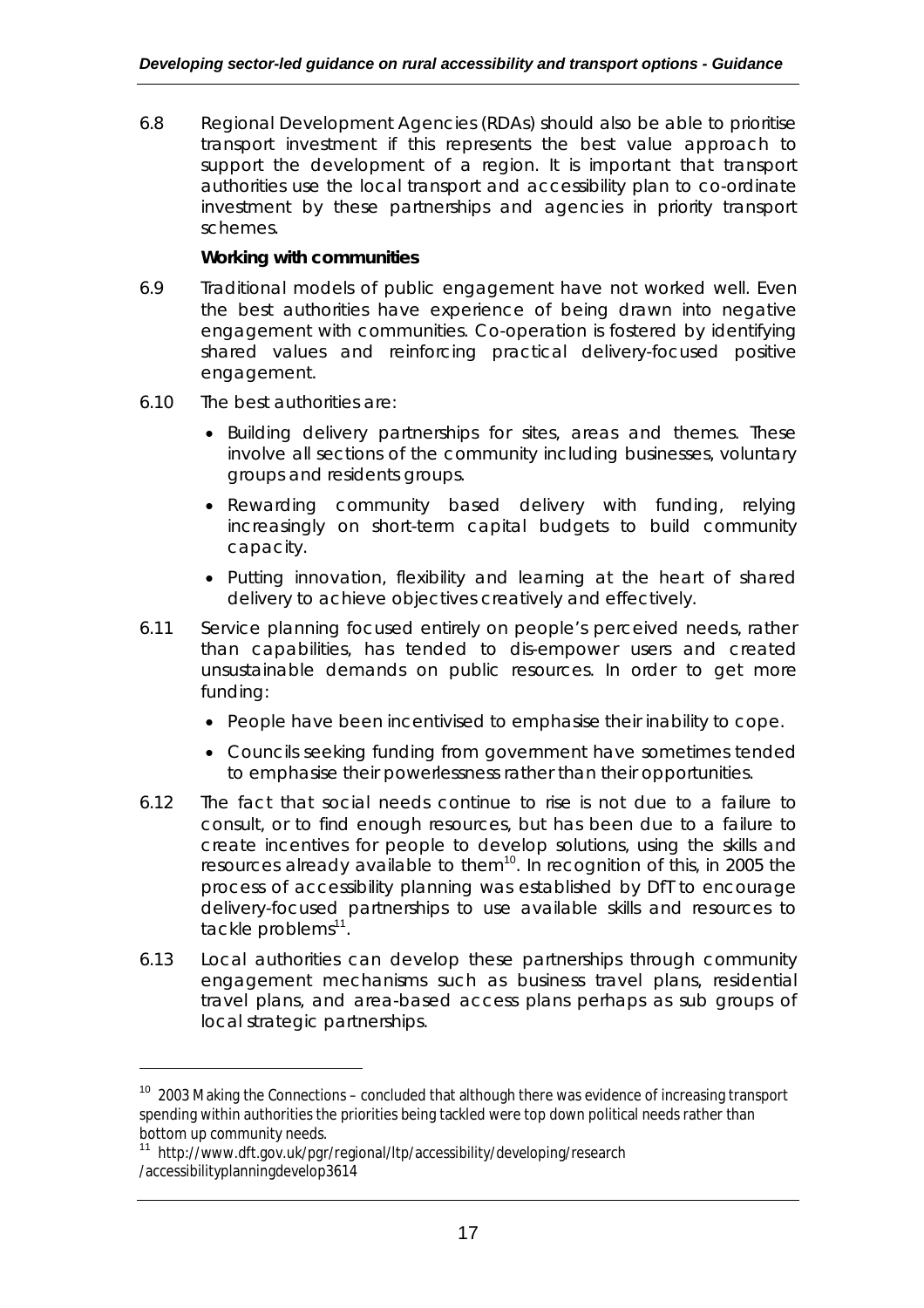6.8 Regional Development Agencies (RDAs) should also be able to prioritise transport investment if this represents the best value approach to support the development of a region. It is important that transport authorities use the local transport and accessibility plan to co-ordinate investment by these partnerships and agencies in priority transport schemes.

**Working with communities**

6.9 Traditional models of public engagement have not worked well. Even the best authorities have experience of being drawn into negative engagement with communities. Co-operation is fostered by identifying shared values and reinforcing practical delivery-focused positive engagement.

6.10 The best authorities are:

- Building delivery partnerships for sites, areas and themes. These involve all sections of the community including businesses, voluntary groups and residents groups.
- Rewarding community based delivery with funding, relying increasingly on short-term capital budgets to build community capacity.
- Putting innovation, flexibility and learning at the heart of shared delivery to achieve objectives creatively and effectively.

6.11 Service planning focused entirely on people's perceived needs, rather than capabilities, has tended to dis-empower users and created unsustainable demands on public resources. In order to get more funding:

- People have been incentivised to emphasise their inability to cope.
- Councils seeking funding from government have sometimes tended to emphasise their powerlessness rather than their opportunities.

6.12 The fact that social needs continue to rise is not due to a failure to consult, or to find enough resources, but has been due to a failure to create incentives for people to develop solutions, using the skills and resources already available to them[10]. In recognition of this, in 2005 the process of accessibility planning was established by DfT to encourage delivery-focused partnerships to use available skills and resources to tackle problems[11].

6.13 Local authorities can develop these partnerships through community engagement mechanisms such as business travel plans, residential travel plans, and area-based access plans perhaps as sub groups of local strategic partnerships.

---

[10] 2003 Making the Connections – concluded that although there was evidence of increasing transport spending within authorities the priorities being tackled were top down political needs rather than bottom up community needs.

[11] http://www.dft.gov.uk/pgr/regional/ltp/accessibility/developing/research /accessibilityplanningdevelop3614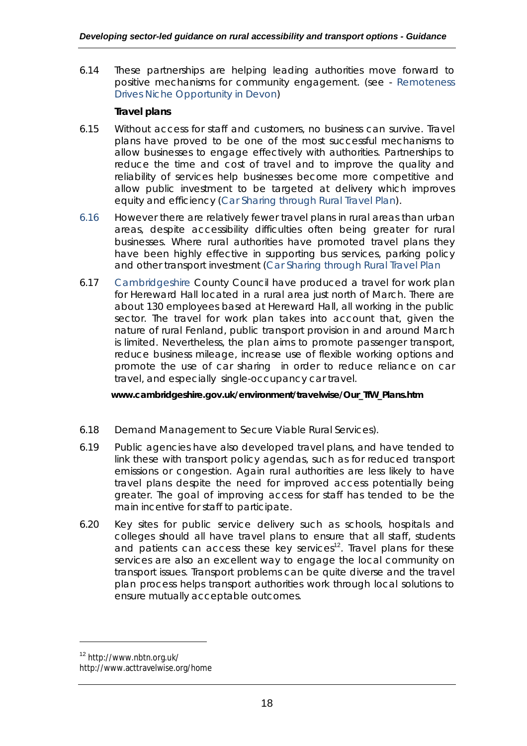6.14 These partnerships are helping leading authorities move forward to positive mechanisms for community engagement. (see - Remoteness Drives Niche Opportunity in Devon)

**Travel plans**

6.15 Without access for staff and customers, no business can survive. Travel plans have proved to be one of the most successful mechanisms to allow businesses to engage effectively with authorities. Partnerships to reduce the time and cost of travel and to improve the quality and reliability of services help businesses become more competitive and allow public investment to be targeted at delivery which improves equity and efficiency (Car Sharing through Rural Travel Plan).

6.16 However there are relatively fewer travel plans in rural areas than urban areas, despite accessibility difficulties often being greater for rural businesses. Where rural authorities have promoted travel plans they have been highly effective in supporting bus services, parking policy and other transport investment (Car Sharing through Rural Travel Plan

6.17 Cambridgeshire County Council have produced a travel for work plan for Hereward Hall located in a rural area just north of March. There are about 130 employees based at Hereward Hall, all working in the public sector. The travel for work plan takes into account that, given the nature of rural Fenland, public transport provision in and around March is limited. Nevertheless, the plan aims to promote passenger transport, reduce business mileage, increase use of flexible working options and promote the use of car sharing in order to reduce reliance on car travel, and especially single-occupancy car travel.

**www.cambridgeshire.gov.uk/environment/travelwise/Our_TfW_Plans.htm**

6.18 Demand Management to Secure Viable Rural Services).

6.19 Public agencies have also developed travel plans, and have tended to link these with transport policy agendas, such as for reduced transport emissions or congestion. Again rural authorities are less likely to have travel plans despite the need for improved access potentially being greater. The goal of improving access for staff has tended to be the main incentive for staff to participate.

6.20 Key sites for public service delivery such as schools, hospitals and colleges should all have travel plans to ensure that all staff, students and patients can access these key services[12]. Travel plans for these services are also an excellent way to engage the local community on transport issues. Transport problems can be quite diverse and the travel plan process helps transport authorities work through local solutions to ensure mutually acceptable outcomes.

[12] http://www.nbtn.org.uk/
http://www.acttravelwise.org/home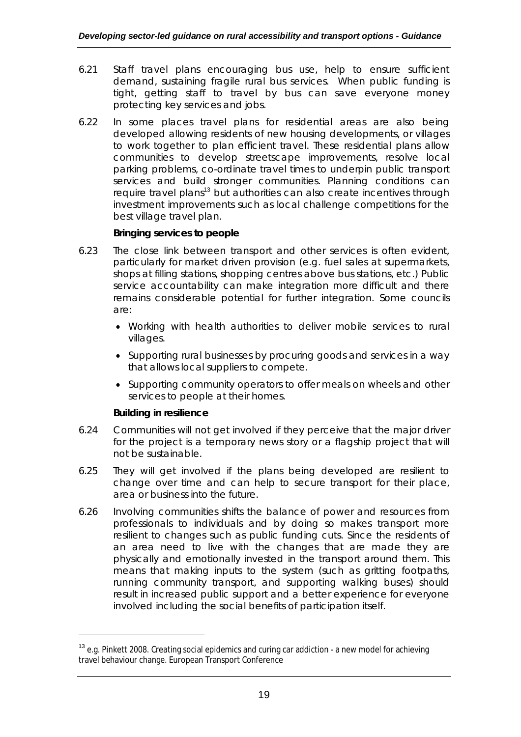6.21 Staff travel plans encouraging bus use, help to ensure sufficient demand, sustaining fragile rural bus services. When public funding is tight, getting staff to travel by bus can save everyone money protecting key services and jobs.

6.22 In some places travel plans for residential areas are also being developed allowing residents of new housing developments, or villages to work together to plan efficient travel. These residential plans allow communities to develop streetscape improvements, resolve local parking problems, co-ordinate travel times to underpin public transport services and build stronger communities. Planning conditions can require travel plans[13] but authorities can also create incentives through investment improvements such as local challenge competitions for the best village travel plan.

**Bringing services to people**

6.23 The close link between transport and other services is often evident, particularly for market driven provision (e.g. fuel sales at supermarkets, shops at filling stations, shopping centres above bus stations, etc.) Public service accountability can make integration more difficult and there remains considerable potential for further integration. Some councils are:

- Working with health authorities to deliver mobile services to rural villages.
- Supporting rural businesses by procuring goods and services in a way that allows local suppliers to compete.
- Supporting community operators to offer meals on wheels and other services to people at their homes.

**Building in resilience**

6.24 Communities will not get involved if they perceive that the major driver for the project is a temporary news story or a flagship project that will not be sustainable.

6.25 They will get involved if the plans being developed are resilient to change over time and can help to secure transport for their place, area or business into the future.

6.26 Involving communities shifts the balance of power and resources from professionals to individuals and by doing so makes transport more resilient to changes such as public funding cuts. Since the residents of an area need to live with the changes that are made they are physically and emotionally invested in the transport around them. This means that making inputs to the system (such as gritting footpaths, running community transport, and supporting walking buses) should result in increased public support and a better experience for everyone involved including the social benefits of participation itself.

---

[13] e.g. Pinkett 2008. Creating social epidemics and curing car addiction - a new model for achieving travel behaviour change. European Transport Conference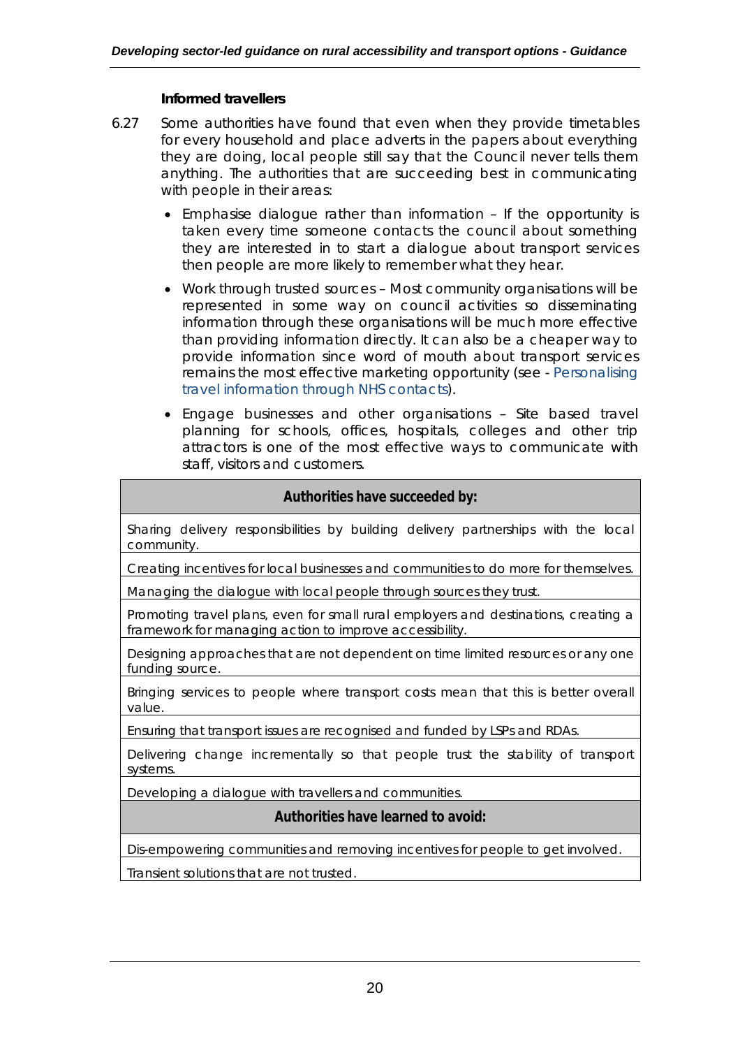### Informed travellers

6.27 Some authorities have found that even when they provide timetables for every household and place adverts in the papers about everything they are doing, local people still say that the Council never tells them anything. The authorities that are succeeding best in communicating with people in their areas:

- Emphasise dialogue rather than information – If the opportunity is taken every time someone contacts the council about something they are interested in to start a dialogue about transport services then people are more likely to remember what they hear.
- Work through trusted sources – Most community organisations will be represented in some way on council activities so disseminating information through these organisations will be much more effective than providing information directly. It can also be a cheaper way to provide information since word of mouth about transport services remains the most effective marketing opportunity (see - Personalising travel information through NHS contacts).
- Engage businesses and other organisations – Site based travel planning for schools, offices, hospitals, colleges and other trip attractors is one of the most effective ways to communicate with staff, visitors and customers.

| **Authorities have succeeded by:** |
| --- |
| Sharing delivery responsibilities by building delivery partnerships with the local community. |
| Creating incentives for local businesses and communities to do more for themselves. |
| Managing the dialogue with local people through sources they trust. |
| Promoting travel plans, even for small rural employers and destinations, creating a framework for managing action to improve accessibility. |
| Designing approaches that are not dependent on time limited resources or any one funding source. |
| Bringing services to people where transport costs mean that this is better overall value. |
| Ensuring that transport issues are recognised and funded by LSPs and RDAs. |
| Delivering change incrementally so that people trust the stability of transport systems. |
| Developing a dialogue with travellers and communities. |
| **Authorities have learned to avoid:** |
| Dis-empowering communities and removing incentives for people to get involved. |
| Transient solutions that are not trusted. |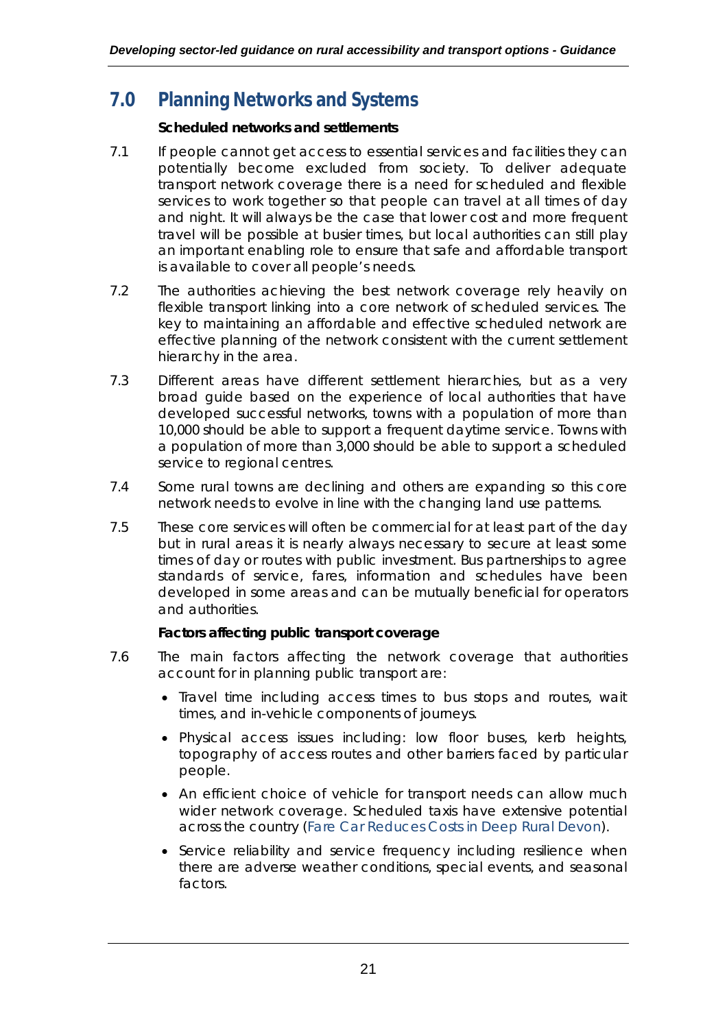# 7.0 Planning Networks and Systems

**Scheduled networks and settlements**

7.1 If people cannot get access to essential services and facilities they can potentially become excluded from society. To deliver adequate transport network coverage there is a need for scheduled and flexible services to work together so that people can travel at all times of day and night. It will always be the case that lower cost and more frequent travel will be possible at busier times, but local authorities can still play an important enabling role to ensure that safe and affordable transport is available to cover all people's needs.

7.2 The authorities achieving the best network coverage rely heavily on flexible transport linking into a core network of scheduled services. The key to maintaining an affordable and effective scheduled network are effective planning of the network consistent with the current settlement hierarchy in the area.

7.3 Different areas have different settlement hierarchies, but as a very broad guide based on the experience of local authorities that have developed successful networks, towns with a population of more than 10,000 should be able to support a frequent daytime service. Towns with a population of more than 3,000 should be able to support a scheduled service to regional centres.

7.4 Some rural towns are declining and others are expanding so this core network needs to evolve in line with the changing land use patterns.

7.5 These core services will often be commercial for at least part of the day but in rural areas it is nearly always necessary to secure at least some times of day or routes with public investment. Bus partnerships to agree standards of service, fares, information and schedules have been developed in some areas and can be mutually beneficial for operators and authorities.

**Factors affecting public transport coverage**

7.6 The main factors affecting the network coverage that authorities account for in planning public transport are:

- Travel time including access times to bus stops and routes, wait times, and in-vehicle components of journeys.
- Physical access issues including: low floor buses, kerb heights, topography of access routes and other barriers faced by particular people.
- An efficient choice of vehicle for transport needs can allow much wider network coverage. Scheduled taxis have extensive potential across the country (Fare Car Reduces Costs in Deep Rural Devon).
- Service reliability and service frequency including resilience when there are adverse weather conditions, special events, and seasonal factors.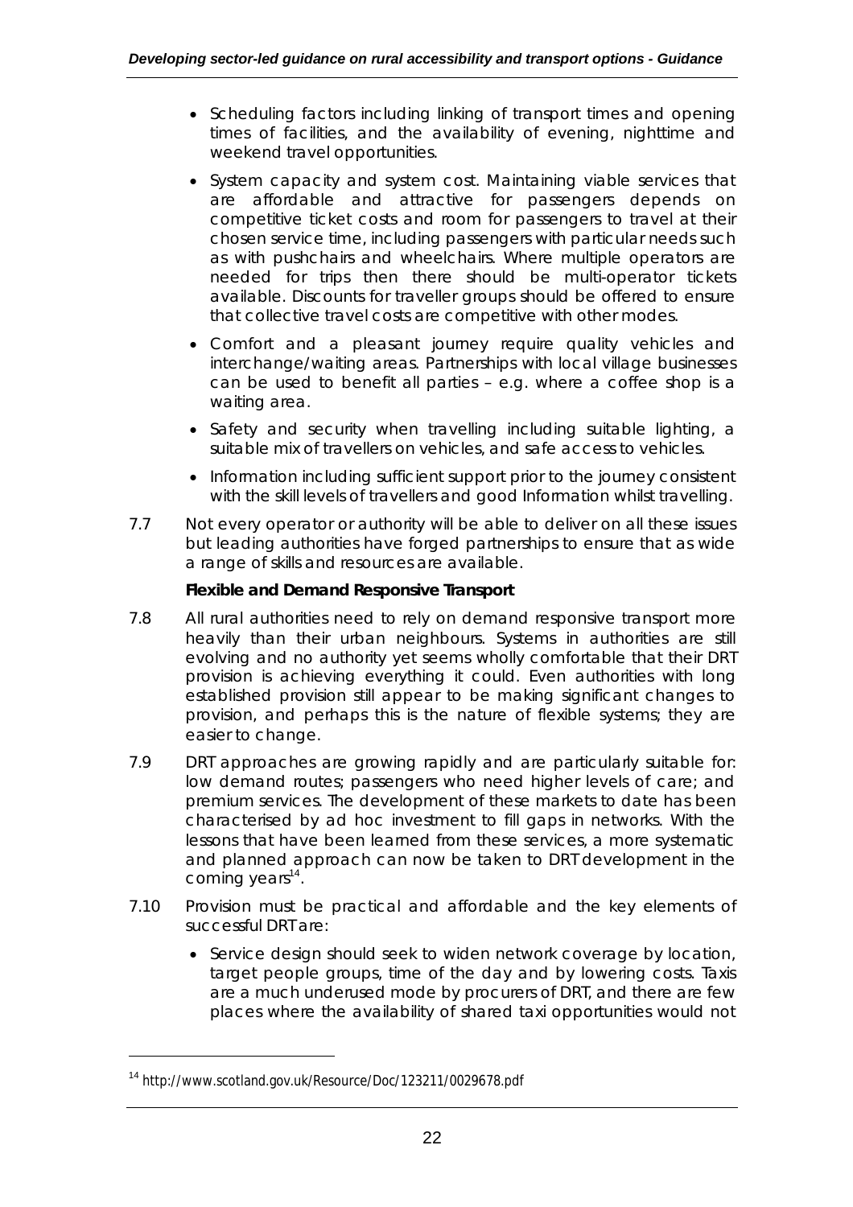- Scheduling factors including linking of transport times and opening times of facilities, and the availability of evening, nighttime and weekend travel opportunities.
- System capacity and system cost. Maintaining viable services that are affordable and attractive for passengers depends on competitive ticket costs and room for passengers to travel at their chosen service time, including passengers with particular needs such as with pushchairs and wheelchairs. Where multiple operators are needed for trips then there should be multi-operator tickets available. Discounts for traveller groups should be offered to ensure that collective travel costs are competitive with other modes.
- Comfort and a pleasant journey require quality vehicles and interchange/waiting areas. Partnerships with local village businesses can be used to benefit all parties – e.g. where a coffee shop is a waiting area.
- Safety and security when travelling including suitable lighting, a suitable mix of travellers on vehicles, and safe access to vehicles.
- Information including sufficient support prior to the journey consistent with the skill levels of travellers and good Information whilst travelling.

7.7 Not every operator or authority will be able to deliver on all these issues but leading authorities have forged partnerships to ensure that as wide a range of skills and resources are available.

**Flexible and Demand Responsive Transport**

7.8 All rural authorities need to rely on demand responsive transport more heavily than their urban neighbours. Systems in authorities are still evolving and no authority yet seems wholly comfortable that their DRT provision is achieving everything it could. Even authorities with long established provision still appear to be making significant changes to provision, and perhaps this is the nature of flexible systems; they are easier to change.

7.9 DRT approaches are growing rapidly and are particularly suitable for: low demand routes; passengers who need higher levels of care; and premium services. The development of these markets to date has been characterised by ad hoc investment to fill gaps in networks. With the lessons that have been learned from these services, a more systematic and planned approach can now be taken to DRT development in the coming years[14].

7.10 Provision must be practical and affordable and the key elements of successful DRT are:

- Service design should seek to widen network coverage by location, target people groups, time of the day and by lowering costs. Taxis are a much underused mode by procurers of DRT, and there are few places where the availability of shared taxi opportunities would not

[14] http://www.scotland.gov.uk/Resource/Doc/123211/0029678.pdf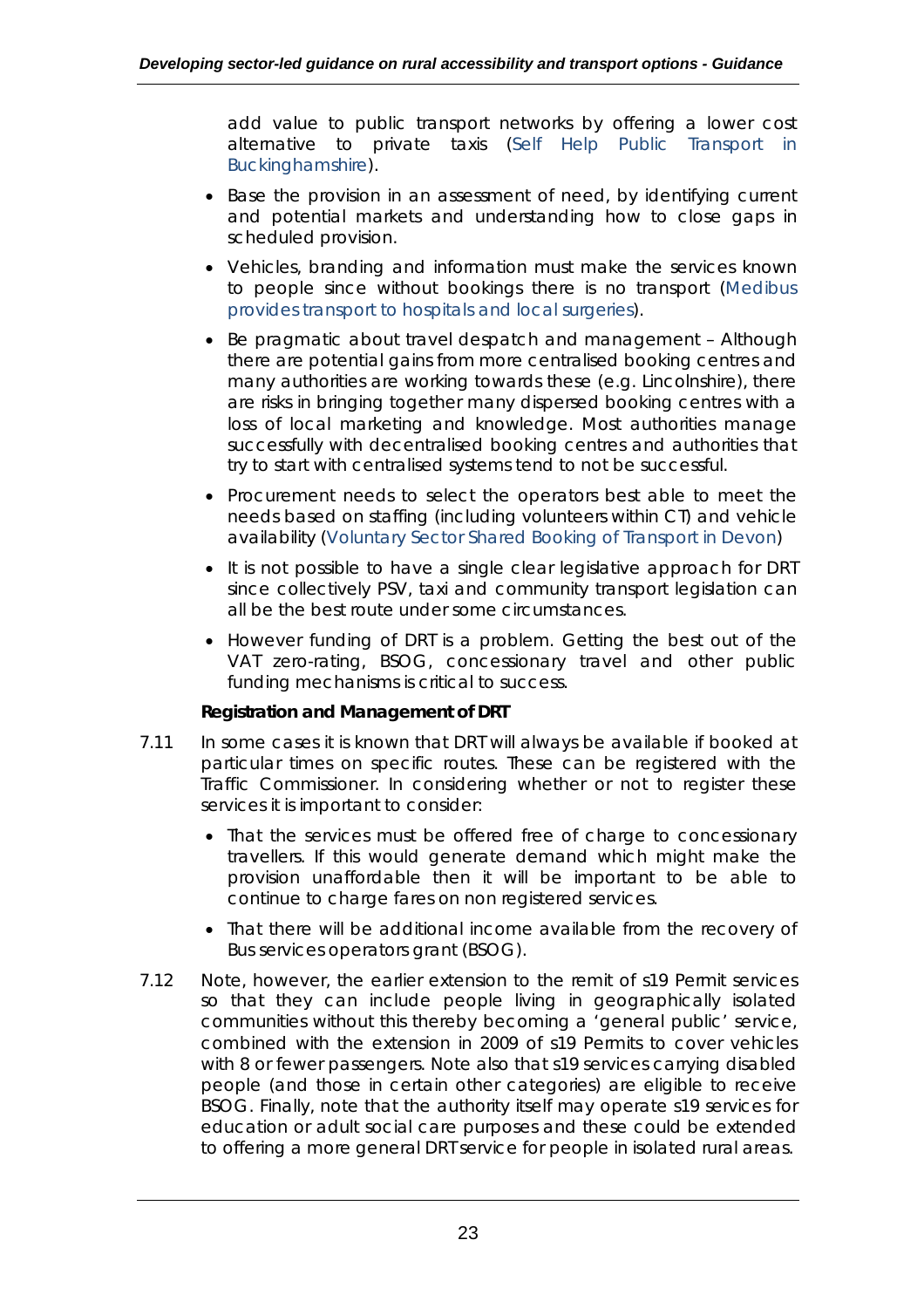add value to public transport networks by offering a lower cost alternative to private taxis (Self Help Public Transport in Buckinghamshire).

- Base the provision in an assessment of need, by identifying current and potential markets and understanding how to close gaps in scheduled provision.
- Vehicles, branding and information must make the services known to people since without bookings there is no transport (Medibus provides transport to hospitals and local surgeries).
- Be pragmatic about travel despatch and management – Although there are potential gains from more centralised booking centres and many authorities are working towards these (e.g. Lincolnshire), there are risks in bringing together many dispersed booking centres with a loss of local marketing and knowledge. Most authorities manage successfully with decentralised booking centres and authorities that try to start with centralised systems tend to not be successful.
- Procurement needs to select the operators best able to meet the needs based on staffing (including volunteers within CT) and vehicle availability (Voluntary Sector Shared Booking of Transport in Devon)
- It is not possible to have a single clear legislative approach for DRT since collectively PSV, taxi and community transport legislation can all be the best route under some circumstances.
- However funding of DRT is a problem. Getting the best out of the VAT zero-rating, BSOG, concessionary travel and other public funding mechanisms is critical to success.

**Registration and Management of DRT**

7.11 In some cases it is known that DRT will always be available if booked at particular times on specific routes. These can be registered with the Traffic Commissioner. In considering whether or not to register these services it is important to consider:

- That the services must be offered free of charge to concessionary travellers. If this would generate demand which might make the provision unaffordable then it will be important to be able to continue to charge fares on non registered services.
- That there will be additional income available from the recovery of Bus services operators grant (BSOG).

7.12 Note, however, the earlier extension to the remit of s19 Permit services so that they can include people living in geographically isolated communities without this thereby becoming a 'general public' service, combined with the extension in 2009 of s19 Permits to cover vehicles with 8 or fewer passengers. Note also that s19 services carrying disabled people (and those in certain other categories) are eligible to receive BSOG. Finally, note that the authority itself may operate s19 services for education or adult social care purposes and these could be extended to offering a more general DRT service for people in isolated rural areas.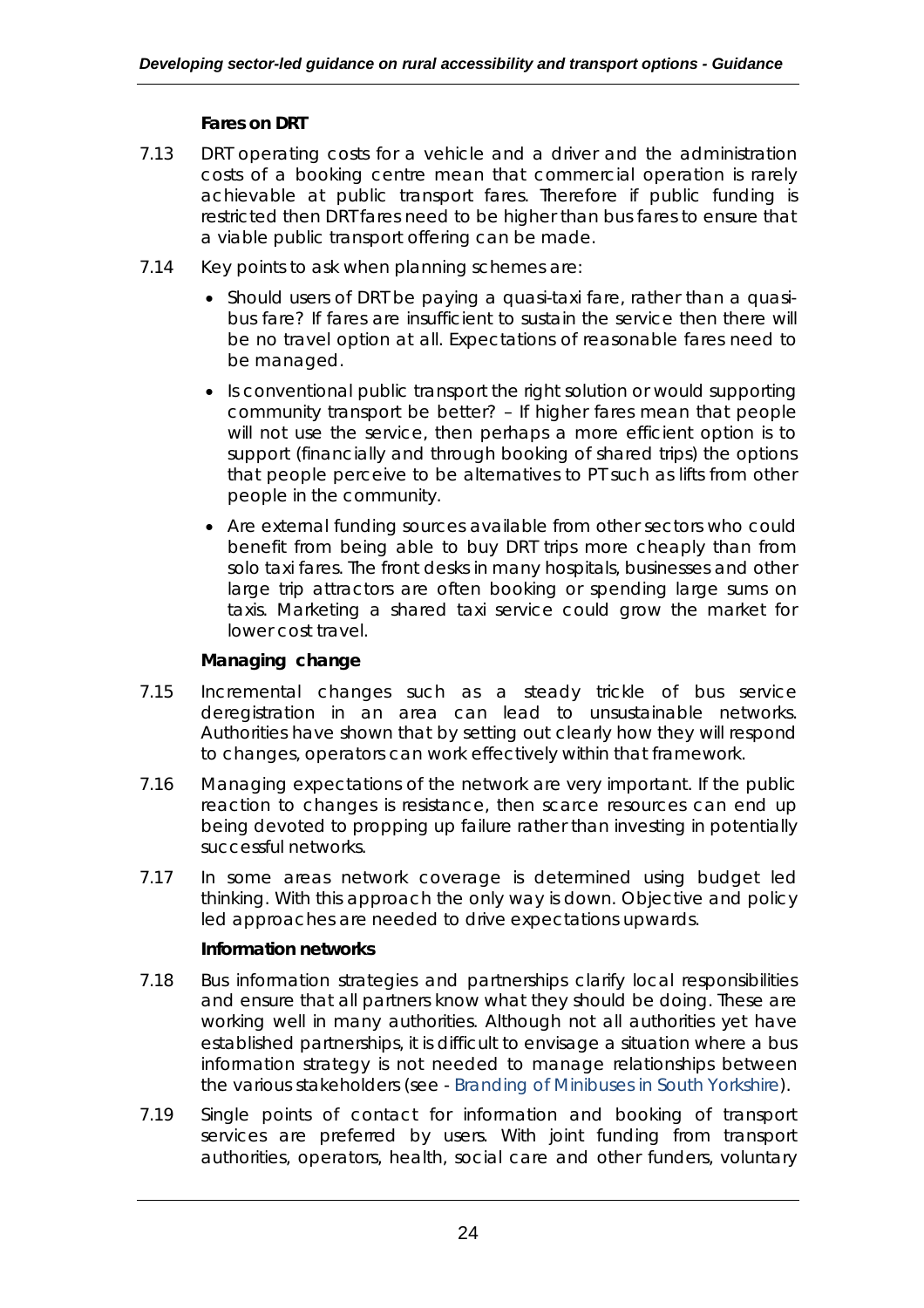#### Fares on DRT

7.13 DRT operating costs for a vehicle and a driver and the administration costs of a booking centre mean that commercial operation is rarely achievable at public transport fares. Therefore if public funding is restricted then DRT fares need to be higher than bus fares to ensure that a viable public transport offering can be made.

7.14 Key points to ask when planning schemes are:

- Should users of DRT be paying a quasi-taxi fare, rather than a quasi-bus fare? If fares are insufficient to sustain the service then there will be no travel option at all. Expectations of reasonable fares need to be managed.
- Is conventional public transport the right solution or would supporting community transport be better? – If higher fares mean that people will not use the service, then perhaps a more efficient option is to support (financially and through booking of shared trips) the options that people perceive to be alternatives to PT such as lifts from other people in the community.
- Are external funding sources available from other sectors who could benefit from being able to buy DRT trips more cheaply than from solo taxi fares. The front desks in many hospitals, businesses and other large trip attractors are often booking or spending large sums on taxis. Marketing a shared taxi service could grow the market for lower cost travel.

#### Managing change

7.15 Incremental changes such as a steady trickle of bus service deregistration in an area can lead to unsustainable networks. Authorities have shown that by setting out clearly how they will respond to changes, operators can work effectively within that framework.

7.16 Managing expectations of the network are very important. If the public reaction to changes is resistance, then scarce resources can end up being devoted to propping up failure rather than investing in potentially successful networks.

7.17 In some areas network coverage is determined using budget led thinking. With this approach the only way is down. Objective and policy led approaches are needed to drive expectations upwards.

#### Information networks

7.18 Bus information strategies and partnerships clarify local responsibilities and ensure that all partners know what they should be doing. These are working well in many authorities. Although not all authorities yet have established partnerships, it is difficult to envisage a situation where a bus information strategy is not needed to manage relationships between the various stakeholders (see - Branding of Minibuses in South Yorkshire).

7.19 Single points of contact for information and booking of transport services are preferred by users. With joint funding from transport authorities, operators, health, social care and other funders, voluntary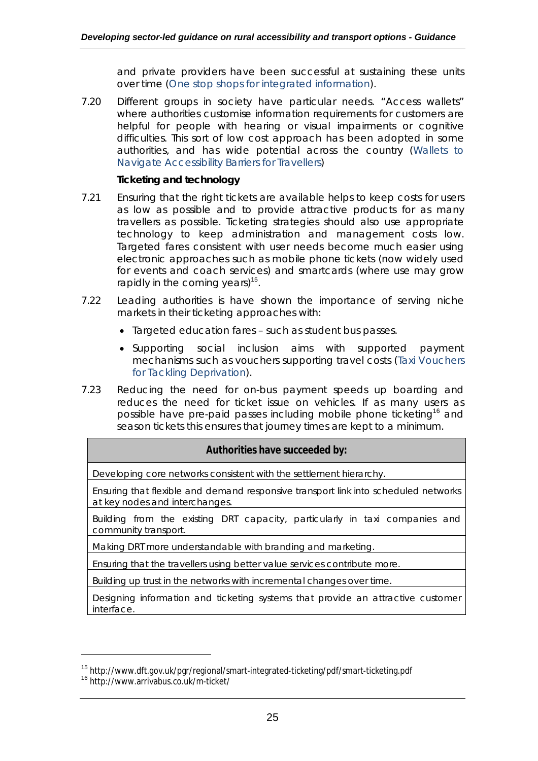and private providers have been successful at sustaining these units over time (One stop shops for integrated information).

7.20 Different groups in society have particular needs. "Access wallets" where authorities customise information requirements for customers are helpful for people with hearing or visual impairments or cognitive difficulties. This sort of low cost approach has been adopted in some authorities, and has wide potential across the country (Wallets to Navigate Accessibility Barriers for Travellers)

**Ticketing and technology**

7.21 Ensuring that the right tickets are available helps to keep costs for users as low as possible and to provide attractive products for as many travellers as possible. Ticketing strategies should also use appropriate technology to keep administration and management costs low. Targeted fares consistent with user needs become much easier using electronic approaches such as mobile phone tickets (now widely used for events and coach services) and smartcards (where use may grow rapidly in the coming years)[15].

7.22 Leading authorities is have shown the importance of serving niche markets in their ticketing approaches with:

- Targeted education fares – such as student bus passes.
- Supporting social inclusion aims with supported payment mechanisms such as vouchers supporting travel costs (Taxi Vouchers for Tackling Deprivation).

7.23 Reducing the need for on-bus payment speeds up boarding and reduces the need for ticket issue on vehicles. If as many users as possible have pre-paid passes including mobile phone ticketing[16] and season tickets this ensures that journey times are kept to a minimum.

| **Authorities have succeeded by:** |
| --- |
| Developing core networks consistent with the settlement hierarchy. |
| Ensuring that flexible and demand responsive transport link into scheduled networks at key nodes and interchanges. |
| Building from the existing DRT capacity, particularly in taxi companies and community transport. |
| Making DRT more understandable with branding and marketing. |
| Ensuring that the travellers using better value services contribute more. |
| Building up trust in the networks with incremental changes over time. |
| Designing information and ticketing systems that provide an attractive customer interface. |

[15] http://www.dft.gov.uk/pgr/regional/smart-integrated-ticketing/pdf/smart-ticketing.pdf
[16] http://www.arrivabus.co.uk/m-ticket/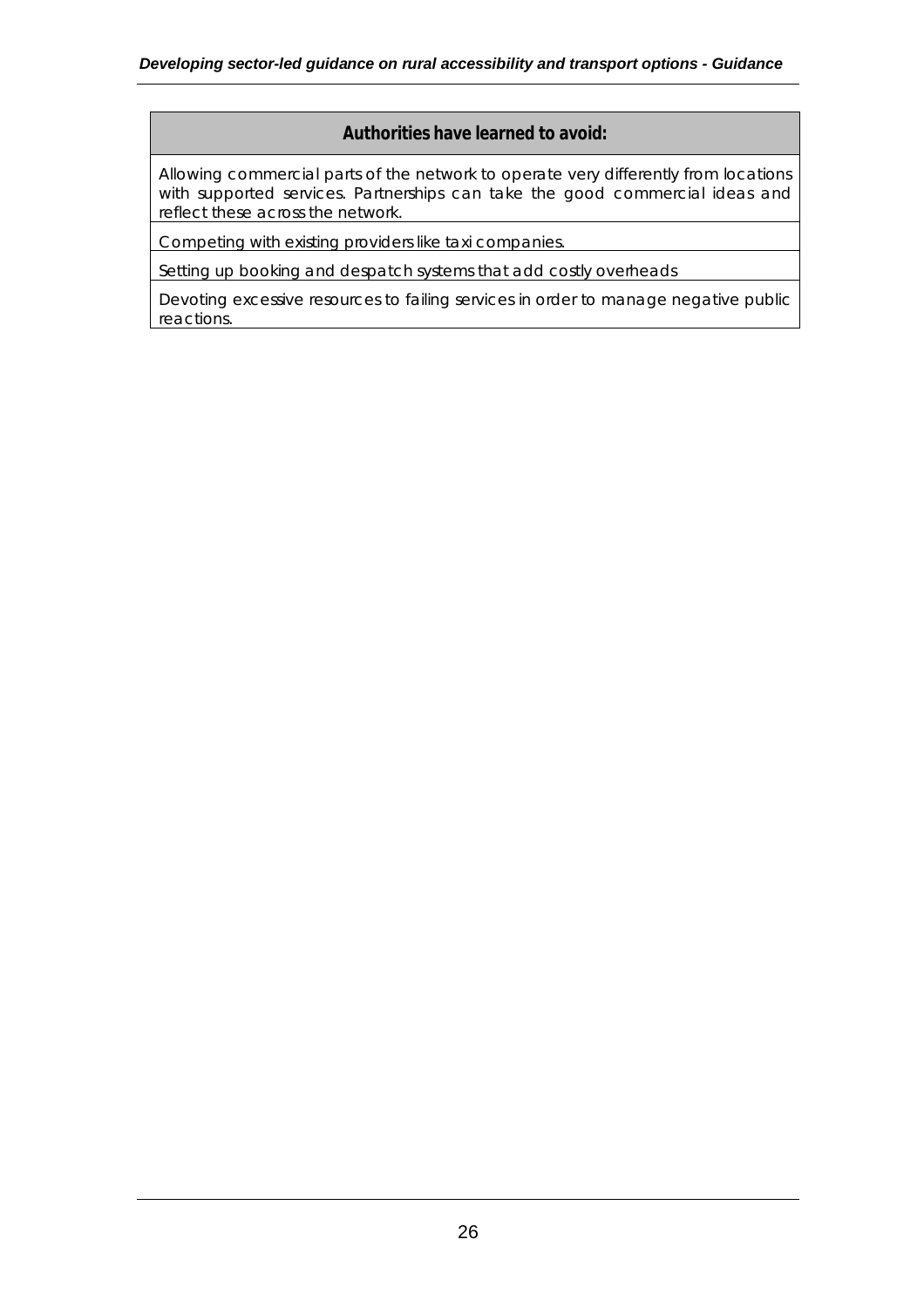| Authorities have learned to avoid: |
| --- |
| Allowing commercial parts of the network to operate very differently from locations with supported services. Partnerships can take the good commercial ideas and reflect these across the network. |
| Competing with existing providers like taxi companies. |
| Setting up booking and despatch systems that add costly overheads |
| Devoting excessive resources to failing services in order to manage negative public reactions. |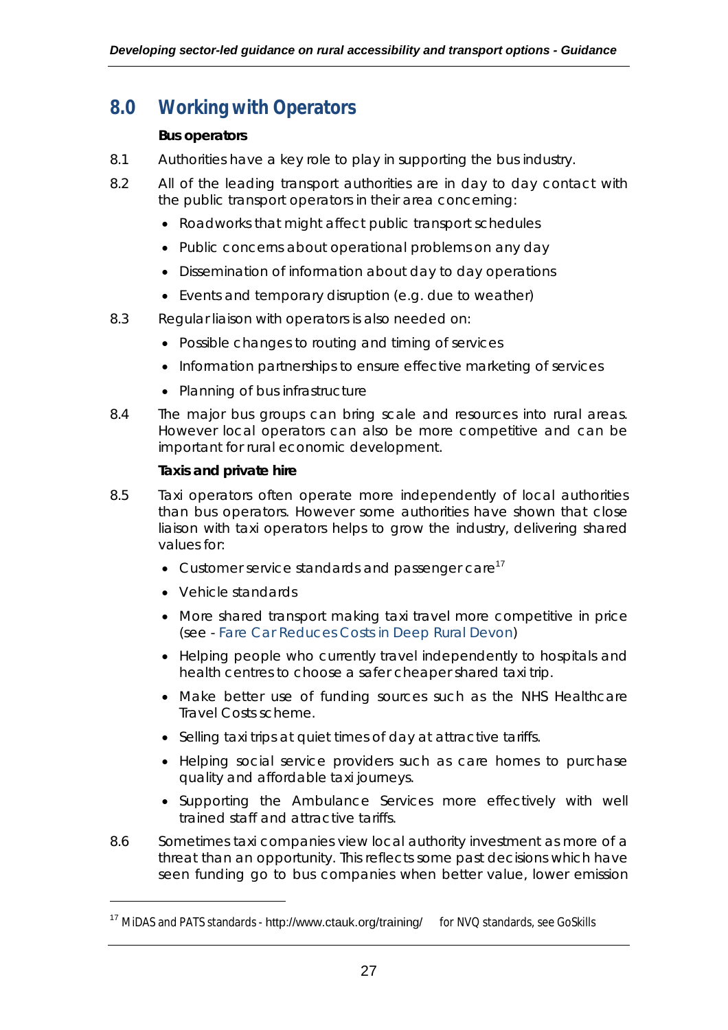## 8.0 Working with Operators

**Bus operators**

8.1 Authorities have a key role to play in supporting the bus industry.

8.2 All of the leading transport authorities are in day to day contact with the public transport operators in their area concerning:

- Roadworks that might affect public transport schedules
- Public concerns about operational problems on any day
- Dissemination of information about day to day operations
- Events and temporary disruption (e.g. due to weather)

8.3 Regular liaison with operators is also needed on:

- Possible changes to routing and timing of services
- Information partnerships to ensure effective marketing of services
- Planning of bus infrastructure

8.4 The major bus groups can bring scale and resources into rural areas. However local operators can also be more competitive and can be important for rural economic development.

**Taxis and private hire**

8.5 Taxi operators often operate more independently of local authorities than bus operators. However some authorities have shown that close liaison with taxi operators helps to grow the industry, delivering shared values for:

- Customer service standards and passenger care[17]
- Vehicle standards
- More shared transport making taxi travel more competitive in price (see - Fare Car Reduces Costs in Deep Rural Devon)
- Helping people who currently travel independently to hospitals and health centres to choose a safer cheaper shared taxi trip.
- Make better use of funding sources such as the NHS Healthcare Travel Costs scheme.
- Selling taxi trips at quiet times of day at attractive tariffs.
- Helping social service providers such as care homes to purchase quality and affordable taxi journeys.
- Supporting the Ambulance Services more effectively with well trained staff and attractive tariffs.

8.6 Sometimes taxi companies view local authority investment as more of a threat than an opportunity. This reflects some past decisions which have seen funding go to bus companies when better value, lower emission

[17] MiDAS and PATS standards - http://www.ctauk.org/training/ for NVQ standards, see GoSkills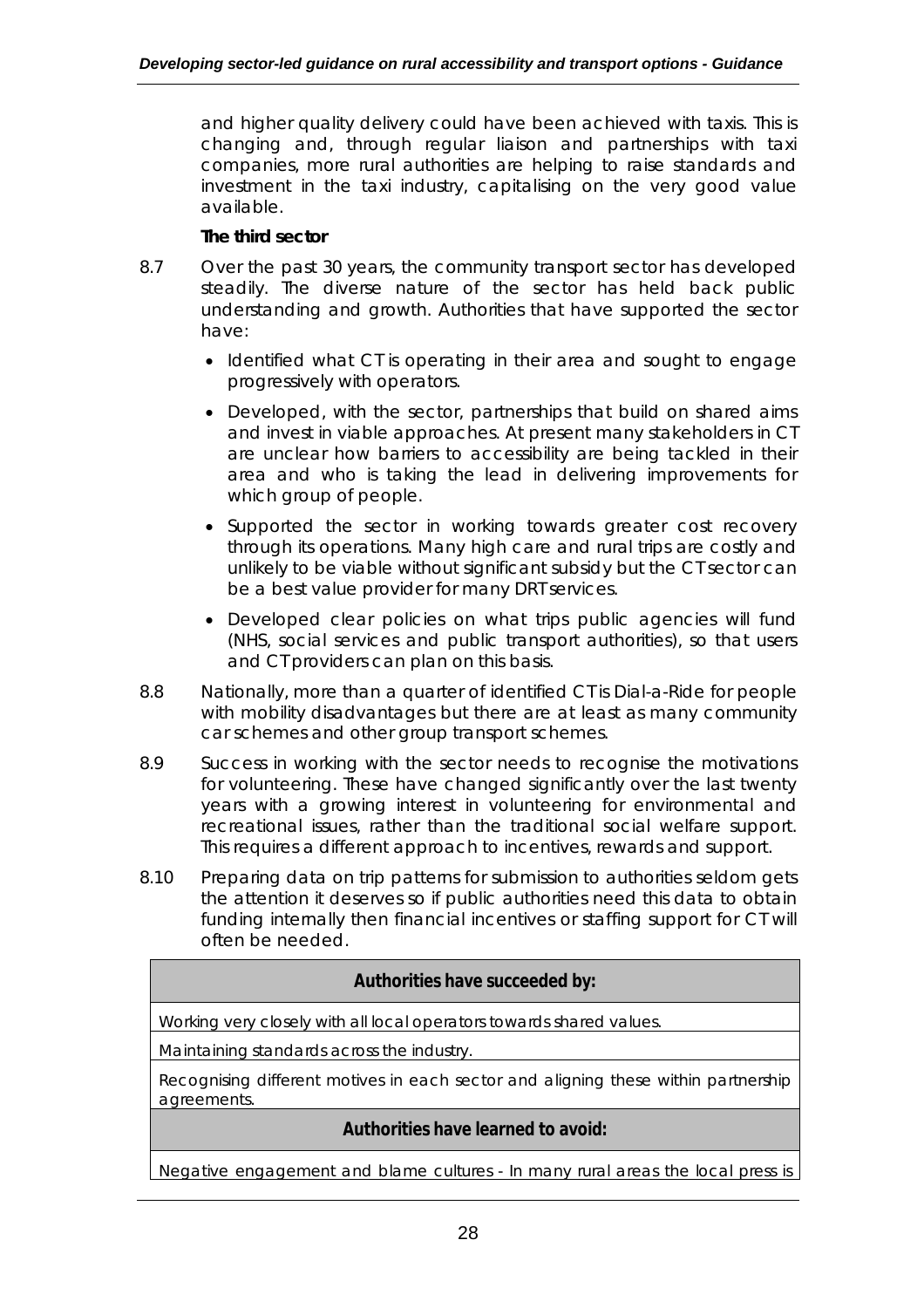and higher quality delivery could have been achieved with taxis. This is changing and, through regular liaison and partnerships with taxi companies, more rural authorities are helping to raise standards and investment in the taxi industry, capitalising on the very good value available.

**The third sector**

8.7 Over the past 30 years, the community transport sector has developed steadily. The diverse nature of the sector has held back public understanding and growth. Authorities that have supported the sector have:

- Identified what CT is operating in their area and sought to engage progressively with operators.
- Developed, with the sector, partnerships that build on shared aims and invest in viable approaches. At present many stakeholders in CT are unclear how barriers to accessibility are being tackled in their area and who is taking the lead in delivering improvements for which group of people.
- Supported the sector in working towards greater cost recovery through its operations. Many high care and rural trips are costly and unlikely to be viable without significant subsidy but the CT sector can be a best value provider for many DRT services.
- Developed clear policies on what trips public agencies will fund (NHS, social services and public transport authorities), so that users and CT providers can plan on this basis.

8.8 Nationally, more than a quarter of identified CT is Dial-a-Ride for people with mobility disadvantages but there are at least as many community car schemes and other group transport schemes.

8.9 Success in working with the sector needs to recognise the motivations for volunteering. These have changed significantly over the last twenty years with a growing interest in volunteering for environmental and recreational issues, rather than the traditional social welfare support. This requires a different approach to incentives, rewards and support.

8.10 Preparing data on trip patterns for submission to authorities seldom gets the attention it deserves so if public authorities need this data to obtain funding internally then financial incentives or staffing support for CT will often be needed.

| **Authorities have succeeded by:** |
|---|
| Working very closely with all local operators towards shared values. |
| Maintaining standards across the industry. |
| Recognising different motives in each sector and aligning these within partnership agreements. |
| **Authorities have learned to avoid:** |
| Negative engagement and blame cultures - In many rural areas the local press is |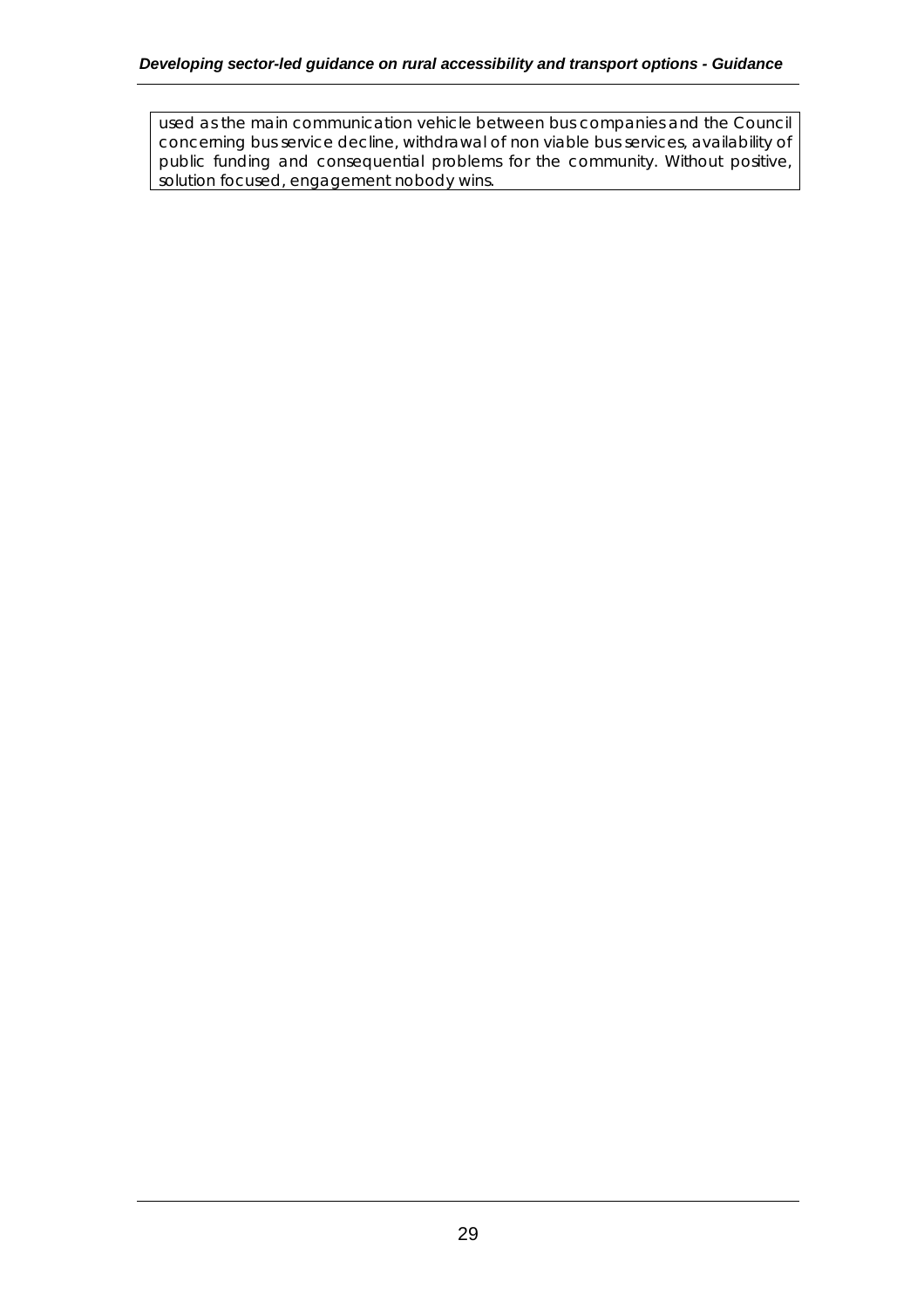used as the main communication vehicle between bus companies and the Council concerning bus service decline, withdrawal of non viable bus services, availability of public funding and consequential problems for the community. Without positive, solution focused, engagement nobody wins.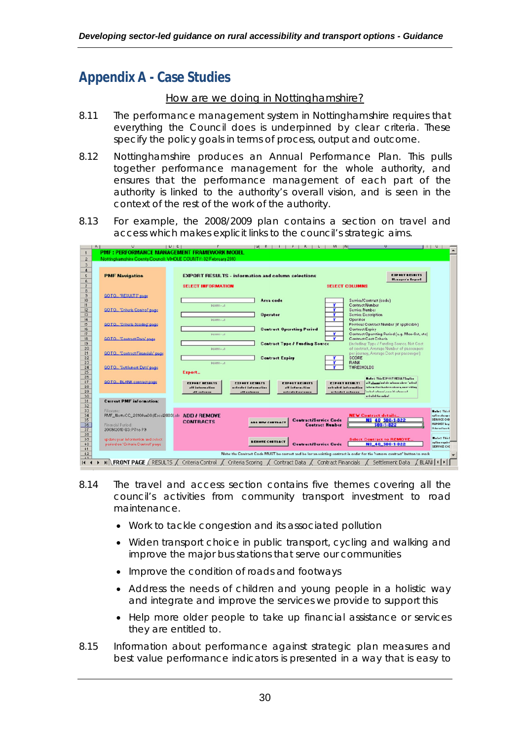# Appendix A - Case Studies

How are we doing in Nottinghamshire?

8.11 The performance management system in Nottinghamshire requires that everything the Council does is underpinned by clear criteria. These specify the policy goals in terms of process, output and outcome.

8.12 Nottinghamshire produces an Annual Performance Plan. This pulls together performance management for the whole authority, and ensures that the performance management of each part of the authority is linked to the authority's overall vision, and is seen in the context of the rest of the work of the authority.

8.13 For example, the 2008/2009 plan contains a section on travel and access which makes explicit links to the council's strategic aims.

8.14 The travel and access section contains five themes covering all the council's activities from community transport investment to road maintenance.

- Work to tackle congestion and its associated pollution
- Widen transport choice in public transport, cycling and walking and improve the major bus stations that serve our communities
- Improve the condition of roads and footways
- Address the needs of children and young people in a holistic way and integrate and improve the services we provide to support this
- Help more older people to take up financial assistance or services they are entitled to.

8.15 Information about performance against strategic plan measures and best value performance indicators is presented in a way that is easy to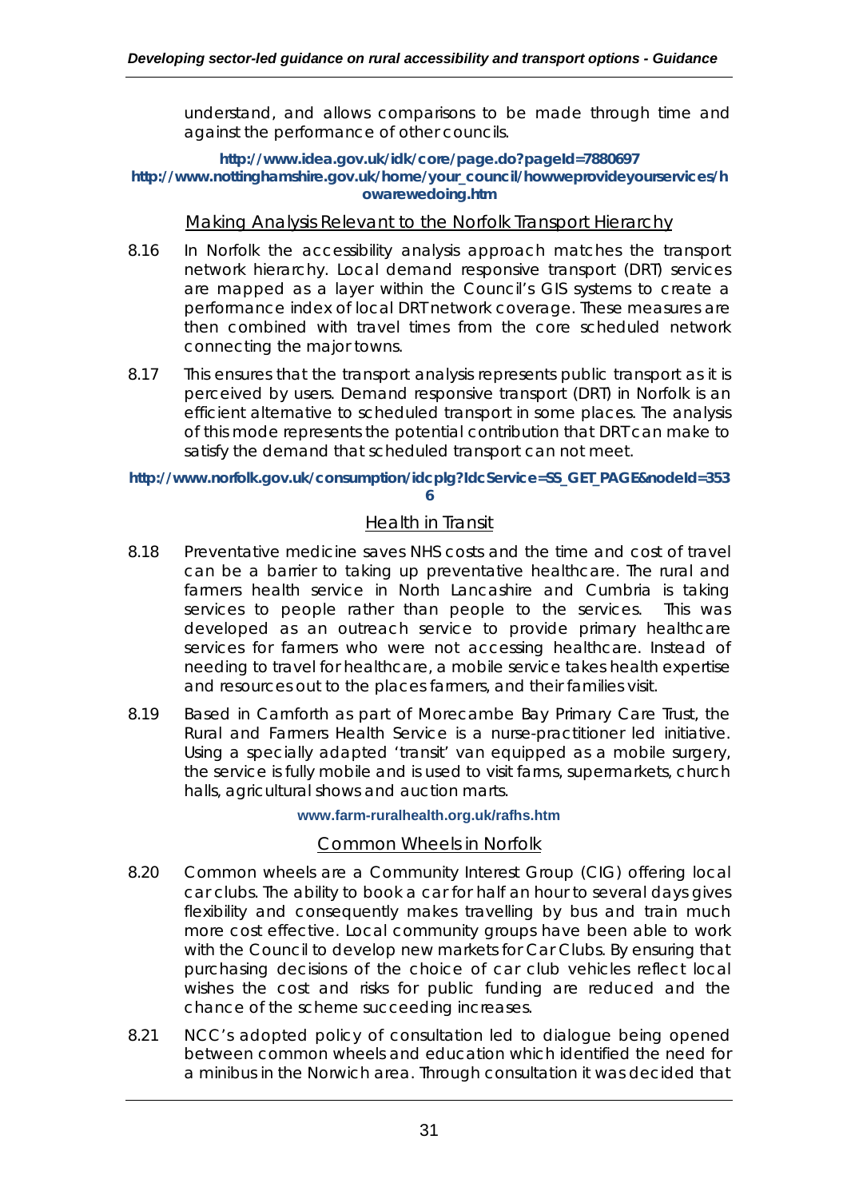understand, and allows comparisons to be made through time and against the performance of other councils.

**http://www.idea.gov.uk/idk/core/page.do?pageId=7880697**
**http://www.nottinghamshire.gov.uk/home/your_council/howweprovideyourservices/howarewedoing.htm**

### Making Analysis Relevant to the Norfolk Transport Hierarchy

8.16 In Norfolk the accessibility analysis approach matches the transport network hierarchy. Local demand responsive transport (DRT) services are mapped as a layer within the Council's GIS systems to create a performance index of local DRT network coverage. These measures are then combined with travel times from the core scheduled network connecting the major towns.

8.17 This ensures that the transport analysis represents public transport as it is perceived by users. Demand responsive transport (DRT) in Norfolk is an efficient alternative to scheduled transport in some places. The analysis of this mode represents the potential contribution that DRT can make to satisfy the demand that scheduled transport can not meet.

**http://www.norfolk.gov.uk/consumption/idcplg?IdcService=SS_GET_PAGE&nodeId=3536**

### Health in Transit

8.18 Preventative medicine saves NHS costs and the time and cost of travel can be a barrier to taking up preventative healthcare. The rural and farmers health service in North Lancashire and Cumbria is taking services to people rather than people to the services. This was developed as an outreach service to provide primary healthcare services for farmers who were not accessing healthcare. Instead of needing to travel for healthcare, a mobile service takes health expertise and resources out to the places farmers, and their families visit.

8.19 Based in Carnforth as part of Morecambe Bay Primary Care Trust, the Rural and Farmers Health Service is a nurse-practitioner led initiative. Using a specially adapted 'transit' van equipped as a mobile surgery, the service is fully mobile and is used to visit farms, supermarkets, church halls, agricultural shows and auction marts.

**www.farm-ruralhealth.org.uk/rafhs.htm**

### Common Wheels in Norfolk

8.20 Common wheels are a Community Interest Group (CIG) offering local car clubs. The ability to book a car for half an hour to several days gives flexibility and consequently makes travelling by bus and train much more cost effective. Local community groups have been able to work with the Council to develop new markets for Car Clubs. By ensuring that purchasing decisions of the choice of car club vehicles reflect local wishes the cost and risks for public funding are reduced and the chance of the scheme succeeding increases.

8.21 NCC's adopted policy of consultation led to dialogue being opened between common wheels and education which identified the need for a minibus in the Norwich area. Through consultation it was decided that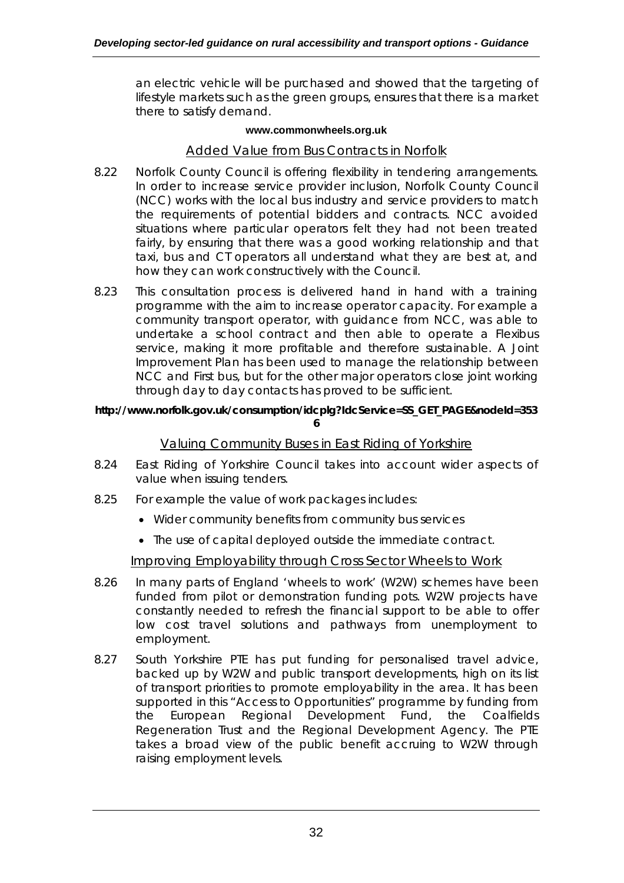an electric vehicle will be purchased and showed that the targeting of lifestyle markets such as the green groups, ensures that there is a market there to satisfy demand.

**www.commonwheels.org.uk**

### Added Value from Bus Contracts in Norfolk

8.22 Norfolk County Council is offering flexibility in tendering arrangements. In order to increase service provider inclusion, Norfolk County Council (NCC) works with the local bus industry and service providers to match the requirements of potential bidders and contracts. NCC avoided situations where particular operators felt they had not been treated fairly, by ensuring that there was a good working relationship and that taxi, bus and CT operators all understand what they are best at, and how they can work constructively with the Council.

8.23 This consultation process is delivered hand in hand with a training programme with the aim to increase operator capacity. For example a community transport operator, with guidance from NCC, was able to undertake a school contract and then able to operate a Flexibus service, making it more profitable and therefore sustainable. A Joint Improvement Plan has been used to manage the relationship between NCC and First bus, but for the other major operators close joint working through day to day contacts has proved to be sufficient.

**http://www.norfolk.gov.uk/consumption/idcplg?IdcService=SS_GET_PAGE&nodeId=3536**

### Valuing Community Buses in East Riding of Yorkshire

8.24 East Riding of Yorkshire Council takes into account wider aspects of value when issuing tenders.

8.25 For example the value of work packages includes:

- Wider community benefits from community bus services
- The use of capital deployed outside the immediate contract.

### Improving Employability through Cross Sector Wheels to Work

8.26 In many parts of England 'wheels to work' (W2W) schemes have been funded from pilot or demonstration funding pots. W2W projects have constantly needed to refresh the financial support to be able to offer low cost travel solutions and pathways from unemployment to employment.

8.27 South Yorkshire PTE has put funding for personalised travel advice, backed up by W2W and public transport developments, high on its list of transport priorities to promote employability in the area. It has been supported in this "Access to Opportunities" programme by funding from the European Regional Development Fund, the Coalfields Regeneration Trust and the Regional Development Agency. The PTE takes a broad view of the public benefit accruing to W2W through raising employment levels.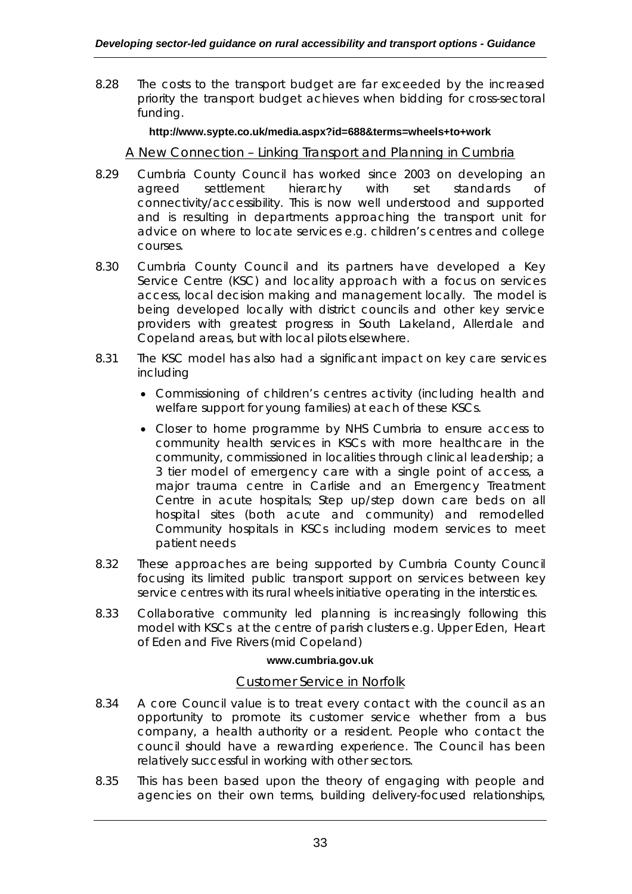8.28 The costs to the transport budget are far exceeded by the increased priority the transport budget achieves when bidding for cross-sectoral funding.

**http://www.sypte.co.uk/media.aspx?id=688&terms=wheels+to+work**

### A New Connection – Linking Transport and Planning in Cumbria

8.29 Cumbria County Council has worked since 2003 on developing an agreed settlement hierarchy with set standards of connectivity/accessibility. This is now well understood and supported and is resulting in departments approaching the transport unit for advice on where to locate services e.g. children's centres and college courses.

8.30 Cumbria County Council and its partners have developed a Key Service Centre (KSC) and locality approach with a focus on services access, local decision making and management locally. The model is being developed locally with district councils and other key service providers with greatest progress in South Lakeland, Allerdale and Copeland areas, but with local pilots elsewhere.

8.31 The KSC model has also had a significant impact on key care services including

- Commissioning of children's centres activity (including health and welfare support for young families) at each of these KSCs.
- Closer to home programme by NHS Cumbria to ensure access to community health services in KSCs with more healthcare in the community, commissioned in localities through clinical leadership; a 3 tier model of emergency care with a single point of access, a major trauma centre in Carlisle and an Emergency Treatment Centre in acute hospitals; Step up/step down care beds on all hospital sites (both acute and community) and remodelled Community hospitals in KSCs including modern services to meet patient needs

8.32 These approaches are being supported by Cumbria County Council focusing its limited public transport support on services between key service centres with its rural wheels initiative operating in the interstices.

8.33 Collaborative community led planning is increasingly following this model with KSCs at the centre of parish clusters e.g. Upper Eden, Heart of Eden and Five Rivers (mid Copeland)

**www.cumbria.gov.uk**

### Customer Service in Norfolk

8.34 A core Council value is to treat every contact with the council as an opportunity to promote its customer service whether from a bus company, a health authority or a resident. People who contact the council should have a rewarding experience. The Council has been relatively successful in working with other sectors.

8.35 This has been based upon the theory of engaging with people and agencies on their own terms, building delivery-focused relationships,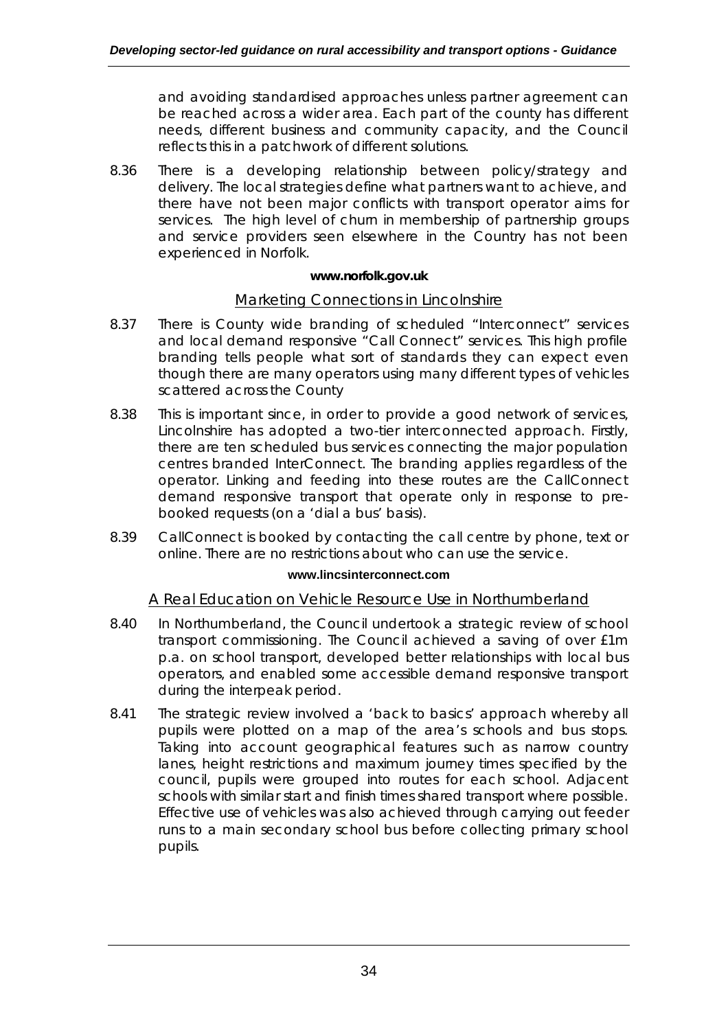and avoiding standardised approaches unless partner agreement can be reached across a wider area. Each part of the county has different needs, different business and community capacity, and the Council reflects this in a patchwork of different solutions.

8.36 There is a developing relationship between policy/strategy and delivery. The local strategies define what partners want to achieve, and there have not been major conflicts with transport operator aims for services. The high level of churn in membership of partnership groups and service providers seen elsewhere in the Country has not been experienced in Norfolk.

**www.norfolk.gov.uk**

### Marketing Connections in Lincolnshire

8.37 There is County wide branding of scheduled "Interconnect" services and local demand responsive "Call Connect" services. This high profile branding tells people what sort of standards they can expect even though there are many operators using many different types of vehicles scattered across the County

8.38 This is important since, in order to provide a good network of services, Lincolnshire has adopted a two-tier interconnected approach. Firstly, there are ten scheduled bus services connecting the major population centres branded InterConnect. The branding applies regardless of the operator. Linking and feeding into these routes are the CallConnect demand responsive transport that operate only in response to pre-booked requests (on a 'dial a bus' basis).

8.39 CallConnect is booked by contacting the call centre by phone, text or online. There are no restrictions about who can use the service.

**www.lincsinterconnect.com**

### A Real Education on Vehicle Resource Use in Northumberland

8.40 In Northumberland, the Council undertook a strategic review of school transport commissioning. The Council achieved a saving of over £1m p.a. on school transport, developed better relationships with local bus operators, and enabled some accessible demand responsive transport during the interpeak period.

8.41 The strategic review involved a 'back to basics' approach whereby all pupils were plotted on a map of the area's schools and bus stops. Taking into account geographical features such as narrow country lanes, height restrictions and maximum journey times specified by the council, pupils were grouped into routes for each school. Adjacent schools with similar start and finish times shared transport where possible. Effective use of vehicles was also achieved through carrying out feeder runs to a main secondary school bus before collecting primary school pupils.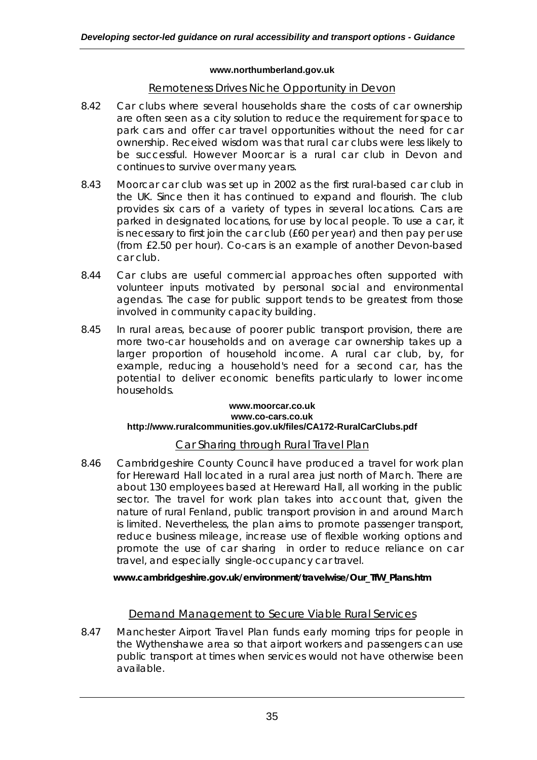**www.northumberland.gov.uk**

### Remoteness Drives Niche Opportunity in Devon

8.42 Car clubs where several households share the costs of car ownership are often seen as a city solution to reduce the requirement for space to park cars and offer car travel opportunities without the need for car ownership. Received wisdom was that rural car clubs were less likely to be successful. However Moorcar is a rural car club in Devon and continues to survive over many years.

8.43 Moorcar car club was set up in 2002 as the first rural-based car club in the UK. Since then it has continued to expand and flourish. The club provides six cars of a variety of types in several locations. Cars are parked in designated locations, for use by local people. To use a car, it is necessary to first join the car club (£60 per year) and then pay per use (from £2.50 per hour). Co-cars is an example of another Devon-based car club.

8.44 Car clubs are useful commercial approaches often supported with volunteer inputs motivated by personal social and environmental agendas. The case for public support tends to be greatest from those involved in community capacity building.

8.45 In rural areas, because of poorer public transport provision, there are more two-car households and on average car ownership takes up a larger proportion of household income. A rural car club, by, for example, reducing a household's need for a second car, has the potential to deliver economic benefits particularly to lower income households.

**www.moorcar.co.uk**
**www.co-cars.co.uk**
**http://www.ruralcommunities.gov.uk/files/CA172-RuralCarClubs.pdf**

### Car Sharing through Rural Travel Plan

8.46 Cambridgeshire County Council have produced a travel for work plan for Hereward Hall located in a rural area just north of March. There are about 130 employees based at Hereward Hall, all working in the public sector. The travel for work plan takes into account that, given the nature of rural Fenland, public transport provision in and around March is limited. Nevertheless, the plan aims to promote passenger transport, reduce business mileage, increase use of flexible working options and promote the use of car sharing in order to reduce reliance on car travel, and especially single-occupancy car travel.

**www.cambridgeshire.gov.uk/environment/travelwise/Our_TfW_Plans.htm**

### Demand Management to Secure Viable Rural Services

8.47 Manchester Airport Travel Plan funds early morning trips for people in the Wythenshawe area so that airport workers and passengers can use public transport at times when services would not have otherwise been available.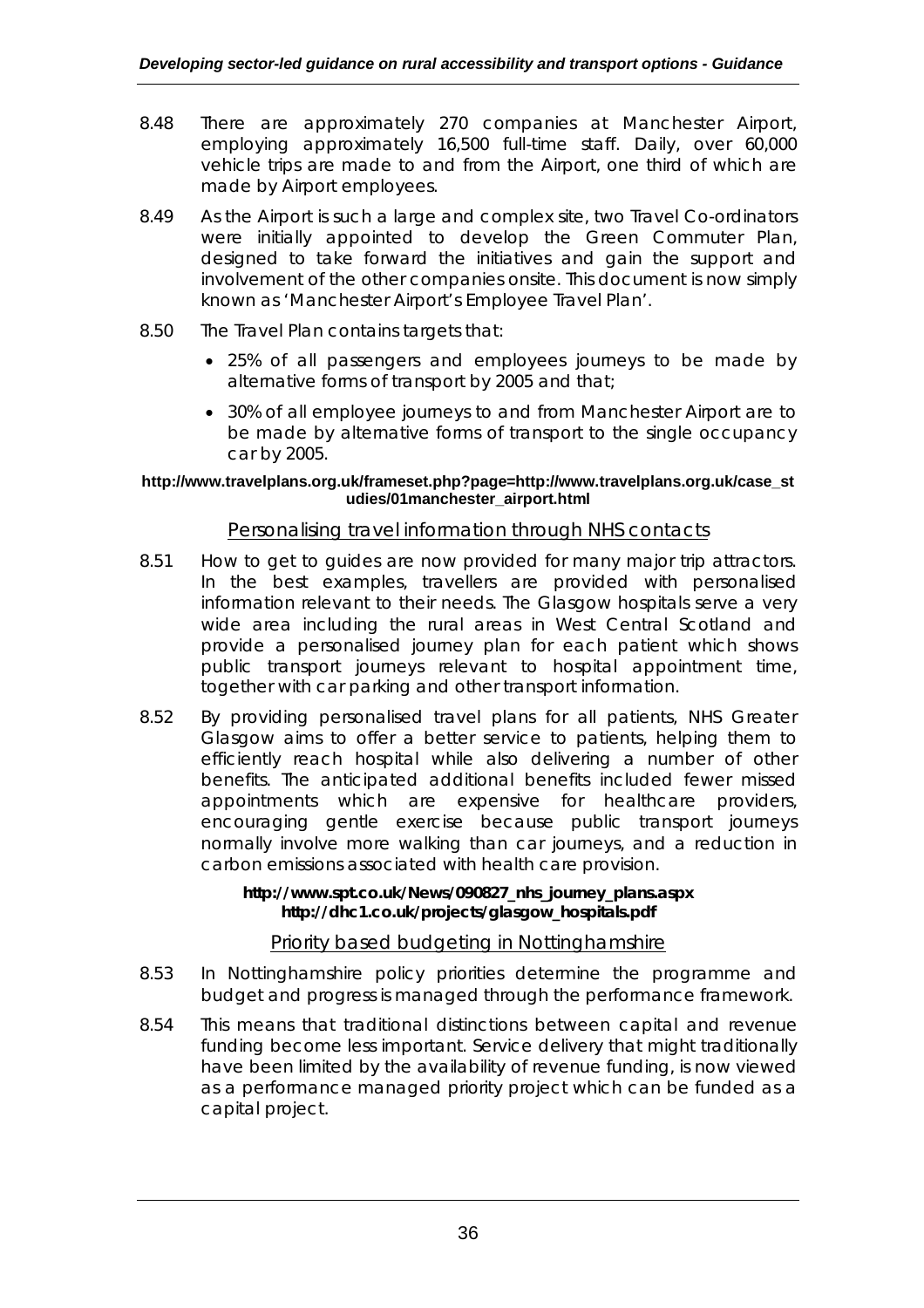8.48 There are approximately 270 companies at Manchester Airport, employing approximately 16,500 full-time staff. Daily, over 60,000 vehicle trips are made to and from the Airport, one third of which are made by Airport employees.

8.49 As the Airport is such a large and complex site, two Travel Co-ordinators were initially appointed to develop the Green Commuter Plan, designed to take forward the initiatives and gain the support and involvement of the other companies onsite. This document is now simply known as 'Manchester Airport's Employee Travel Plan'.

8.50 The Travel Plan contains targets that:

- 25% of all passengers and employees journeys to be made by alternative forms of transport by 2005 and that;
- 30% of all employee journeys to and from Manchester Airport are to be made by alternative forms of transport to the single occupancy car by 2005.

**http://www.travelplans.org.uk/frameset.php?page=http://www.travelplans.org.uk/case_studies/01manchester_airport.html**

### Personalising travel information through NHS contacts

8.51 How to get to guides are now provided for many major trip attractors. In the best examples, travellers are provided with personalised information relevant to their needs. The Glasgow hospitals serve a very wide area including the rural areas in West Central Scotland and provide a personalised journey plan for each patient which shows public transport journeys relevant to hospital appointment time, together with car parking and other transport information.

8.52 By providing personalised travel plans for all patients, NHS Greater Glasgow aims to offer a better service to patients, helping them to efficiently reach hospital while also delivering a number of other benefits. The anticipated additional benefits included fewer missed appointments which are expensive for healthcare providers, encouraging gentle exercise because public transport journeys normally involve more walking than car journeys, and a reduction in carbon emissions associated with health care provision.

**http://www.spt.co.uk/News/090827_nhs_journey_plans.aspx**
**http://dhc1.co.uk/projects/glasgow_hospitals.pdf**

### Priority based budgeting in Nottinghamshire

8.53 In Nottinghamshire policy priorities determine the programme and budget and progress is managed through the performance framework.

8.54 This means that traditional distinctions between capital and revenue funding become less important. Service delivery that might traditionally have been limited by the availability of revenue funding, is now viewed as a performance managed priority project which can be funded as a capital project.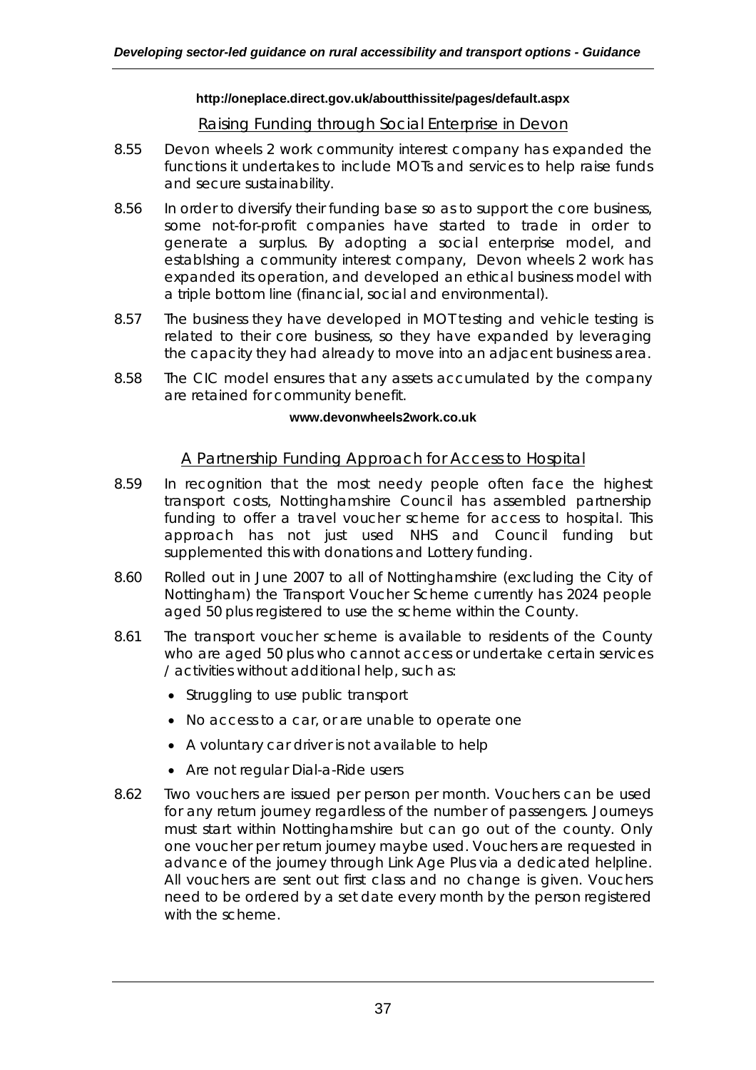**http://oneplace.direct.gov.uk/aboutthissite/pages/default.aspx**

## Raising Funding through Social Enterprise in Devon

8.55 Devon wheels 2 work community interest company has expanded the functions it undertakes to include MOTs and services to help raise funds and secure sustainability.

8.56 In order to diversify their funding base so as to support the core business, some not-for-profit companies have started to trade in order to generate a surplus. By adopting a social enterprise model, and establshing a community interest company, Devon wheels 2 work has expanded its operation, and developed an ethical business model with a triple bottom line (financial, social and environmental).

8.57 The business they have developed in MOT testing and vehicle testing is related to their core business, so they have expanded by leveraging the capacity they had already to move into an adjacent business area.

8.58 The CIC model ensures that any assets accumulated by the company are retained for community benefit.

**www.devonwheels2work.co.uk**

## A Partnership Funding Approach for Access to Hospital

8.59 In recognition that the most needy people often face the highest transport costs, Nottinghamshire Council has assembled partnership funding to offer a travel voucher scheme for access to hospital. This approach has not just used NHS and Council funding but supplemented this with donations and Lottery funding.

8.60 Rolled out in June 2007 to all of Nottinghamshire (excluding the City of Nottingham) the Transport Voucher Scheme currently has 2024 people aged 50 plus registered to use the scheme within the County.

8.61 The transport voucher scheme is available to residents of the County who are aged 50 plus who cannot access or undertake certain services / activities without additional help, such as:

- Struggling to use public transport
- No access to a car, or are unable to operate one
- A voluntary car driver is not available to help
- Are not regular Dial-a-Ride users

8.62 Two vouchers are issued per person per month. Vouchers can be used for any return journey regardless of the number of passengers. Journeys must start within Nottinghamshire but can go out of the county. Only one voucher per return journey maybe used. Vouchers are requested in advance of the journey through Link Age Plus via a dedicated helpline. All vouchers are sent out first class and no change is given. Vouchers need to be ordered by a set date every month by the person registered with the scheme.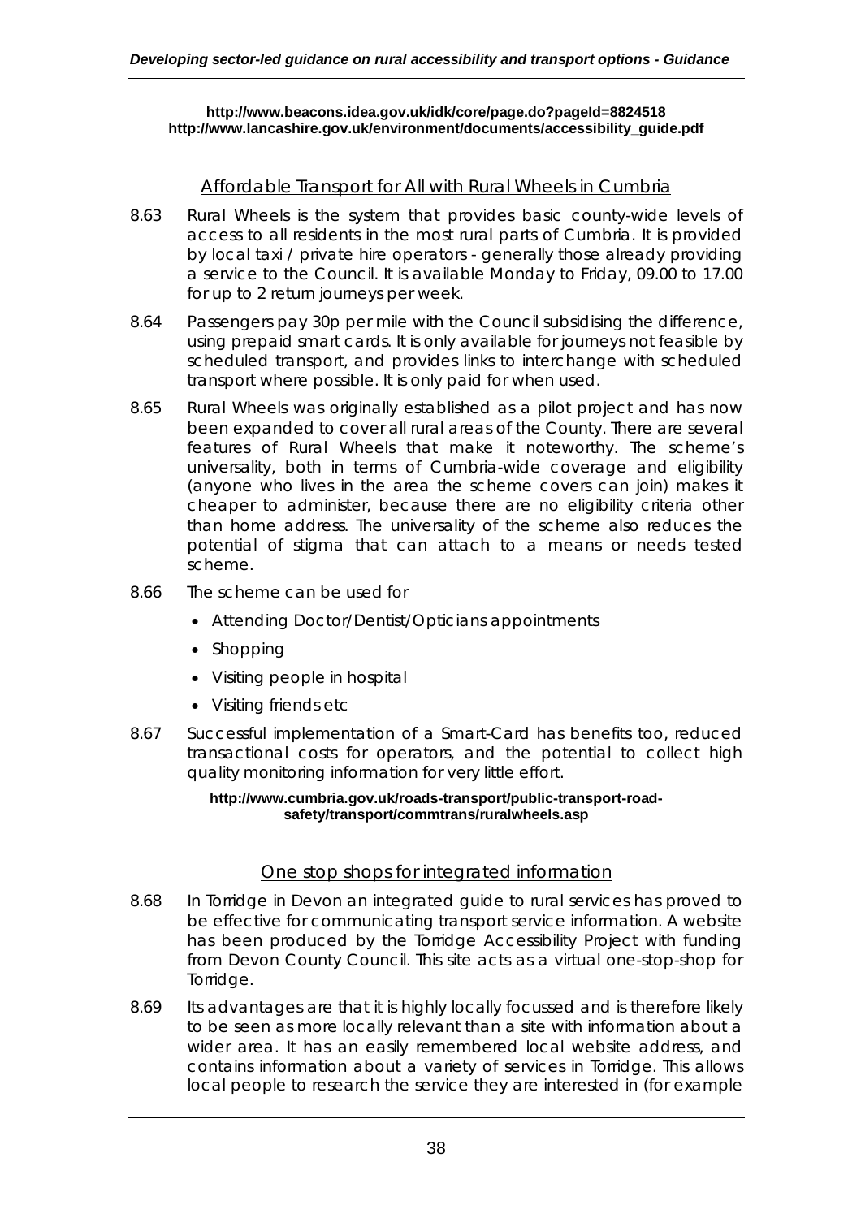**http://www.beacons.idea.gov.uk/idk/core/page.do?pageId=8824518**
**http://www.lancashire.gov.uk/environment/documents/accessibility_guide.pdf**

## Affordable Transport for All with Rural Wheels in Cumbria

8.63 Rural Wheels is the system that provides basic county-wide levels of access to all residents in the most rural parts of Cumbria. It is provided by local taxi / private hire operators - generally those already providing a service to the Council. It is available Monday to Friday, 09.00 to 17.00 for up to 2 return journeys per week.

8.64 Passengers pay 30p per mile with the Council subsidising the difference, using prepaid smart cards. It is only available for journeys not feasible by scheduled transport, and provides links to interchange with scheduled transport where possible. It is only paid for when used.

8.65 Rural Wheels was originally established as a pilot project and has now been expanded to cover all rural areas of the County. There are several features of Rural Wheels that make it noteworthy. The scheme's universality, both in terms of Cumbria-wide coverage and eligibility (anyone who lives in the area the scheme covers can join) makes it cheaper to administer, because there are no eligibility criteria other than home address. The universality of the scheme also reduces the potential of stigma that can attach to a means or needs tested scheme.

8.66 The scheme can be used for

- Attending Doctor/Dentist/Opticians appointments
- Shopping
- Visiting people in hospital
- Visiting friends etc

8.67 Successful implementation of a Smart-Card has benefits too, reduced transactional costs for operators, and the potential to collect high quality monitoring information for very little effort.

**http://www.cumbria.gov.uk/roads-transport/public-transport-road-safety/transport/commtrans/ruralwheels.asp**

## One stop shops for integrated information

8.68 In Torridge in Devon an integrated guide to rural services has proved to be effective for communicating transport service information. A website has been produced by the Torridge Accessibility Project with funding from Devon County Council. This site acts as a virtual one-stop-shop for Torridge.

8.69 Its advantages are that it is highly locally focussed and is therefore likely to be seen as more locally relevant than a site with information about a wider area. It has an easily remembered local website address, and contains information about a variety of services in Torridge. This allows local people to research the service they are interested in (for example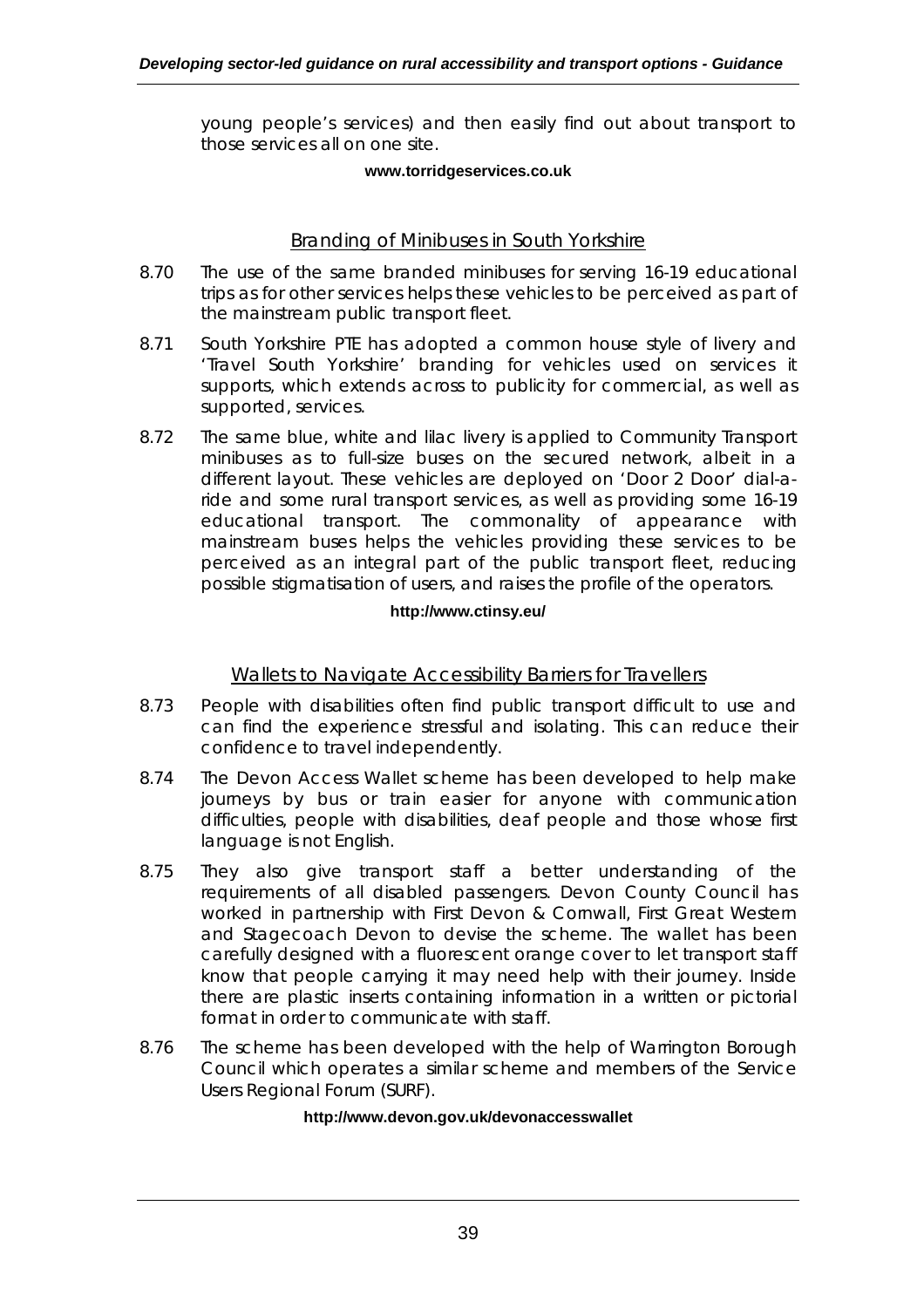young people's services) and then easily find out about transport to those services all on one site.

**www.torridgeservices.co.uk**

### Branding of Minibuses in South Yorkshire

8.70 The use of the same branded minibuses for serving 16-19 educational trips as for other services helps these vehicles to be perceived as part of the mainstream public transport fleet.

8.71 South Yorkshire PTE has adopted a common house style of livery and 'Travel South Yorkshire' branding for vehicles used on services it supports, which extends across to publicity for commercial, as well as supported, services.

8.72 The same blue, white and lilac livery is applied to Community Transport minibuses as to full-size buses on the secured network, albeit in a different layout. These vehicles are deployed on 'Door 2 Door' dial-a-ride and some rural transport services, as well as providing some 16-19 educational transport. The commonality of appearance with mainstream buses helps the vehicles providing these services to be perceived as an integral part of the public transport fleet, reducing possible stigmatisation of users, and raises the profile of the operators.

**http://www.ctinsy.eu/**

### Wallets to Navigate Accessibility Barriers for Travellers

8.73 People with disabilities often find public transport difficult to use and can find the experience stressful and isolating. This can reduce their confidence to travel independently.

8.74 The Devon Access Wallet scheme has been developed to help make journeys by bus or train easier for anyone with communication difficulties, people with disabilities, deaf people and those whose first language is not English.

8.75 They also give transport staff a better understanding of the requirements of all disabled passengers. Devon County Council has worked in partnership with First Devon & Cornwall, First Great Western and Stagecoach Devon to devise the scheme. The wallet has been carefully designed with a fluorescent orange cover to let transport staff know that people carrying it may need help with their journey. Inside there are plastic inserts containing information in a written or pictorial format in order to communicate with staff.

8.76 The scheme has been developed with the help of Warrington Borough Council which operates a similar scheme and members of the Service Users Regional Forum (SURF).

**http://www.devon.gov.uk/devonaccesswallet**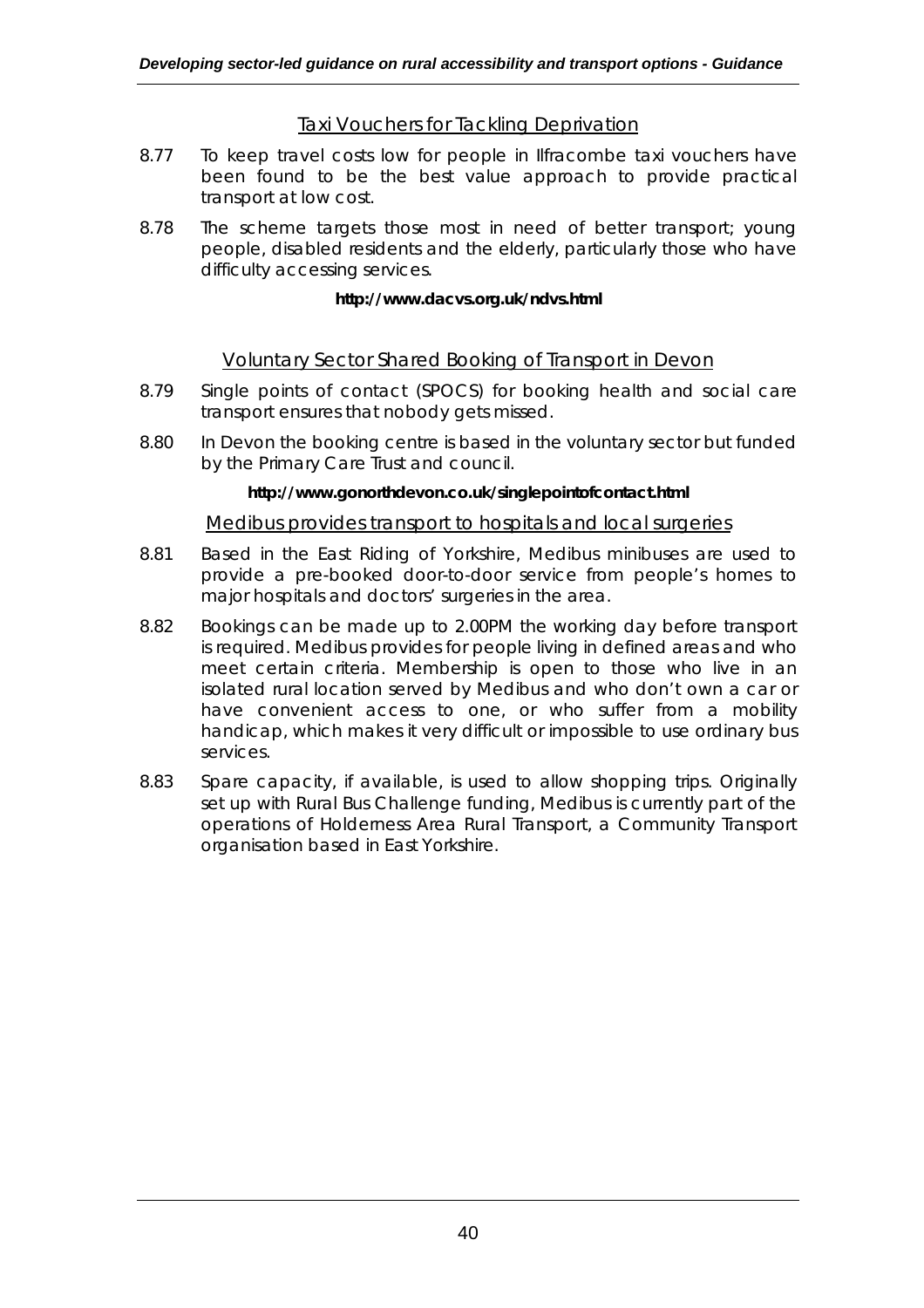## Taxi Vouchers for Tackling Deprivation

8.77 To keep travel costs low for people in Ilfracombe taxi vouchers have been found to be the best value approach to provide practical transport at low cost.

8.78 The scheme targets those most in need of better transport; young people, disabled residents and the elderly, particularly those who have difficulty accessing services.

**http://www.dacvs.org.uk/ndvs.html**

## Voluntary Sector Shared Booking of Transport in Devon

8.79 Single points of contact (SPOCS) for booking health and social care transport ensures that nobody gets missed.

8.80 In Devon the booking centre is based in the voluntary sector but funded by the Primary Care Trust and council.

**http://www.gonorthdevon.co.uk/singlepointofcontact.html**

## Medibus provides transport to hospitals and local surgeries

8.81 Based in the East Riding of Yorkshire, Medibus minibuses are used to provide a pre-booked door-to-door service from people's homes to major hospitals and doctors' surgeries in the area.

8.82 Bookings can be made up to 2.00PM the working day before transport is required. Medibus provides for people living in defined areas and who meet certain criteria. Membership is open to those who live in an isolated rural location served by Medibus and who don't own a car or have convenient access to one, or who suffer from a mobility handicap, which makes it very difficult or impossible to use ordinary bus services.

8.83 Spare capacity, if available, is used to allow shopping trips. Originally set up with Rural Bus Challenge funding, Medibus is currently part of the operations of Holderness Area Rural Transport, a Community Transport organisation based in East Yorkshire.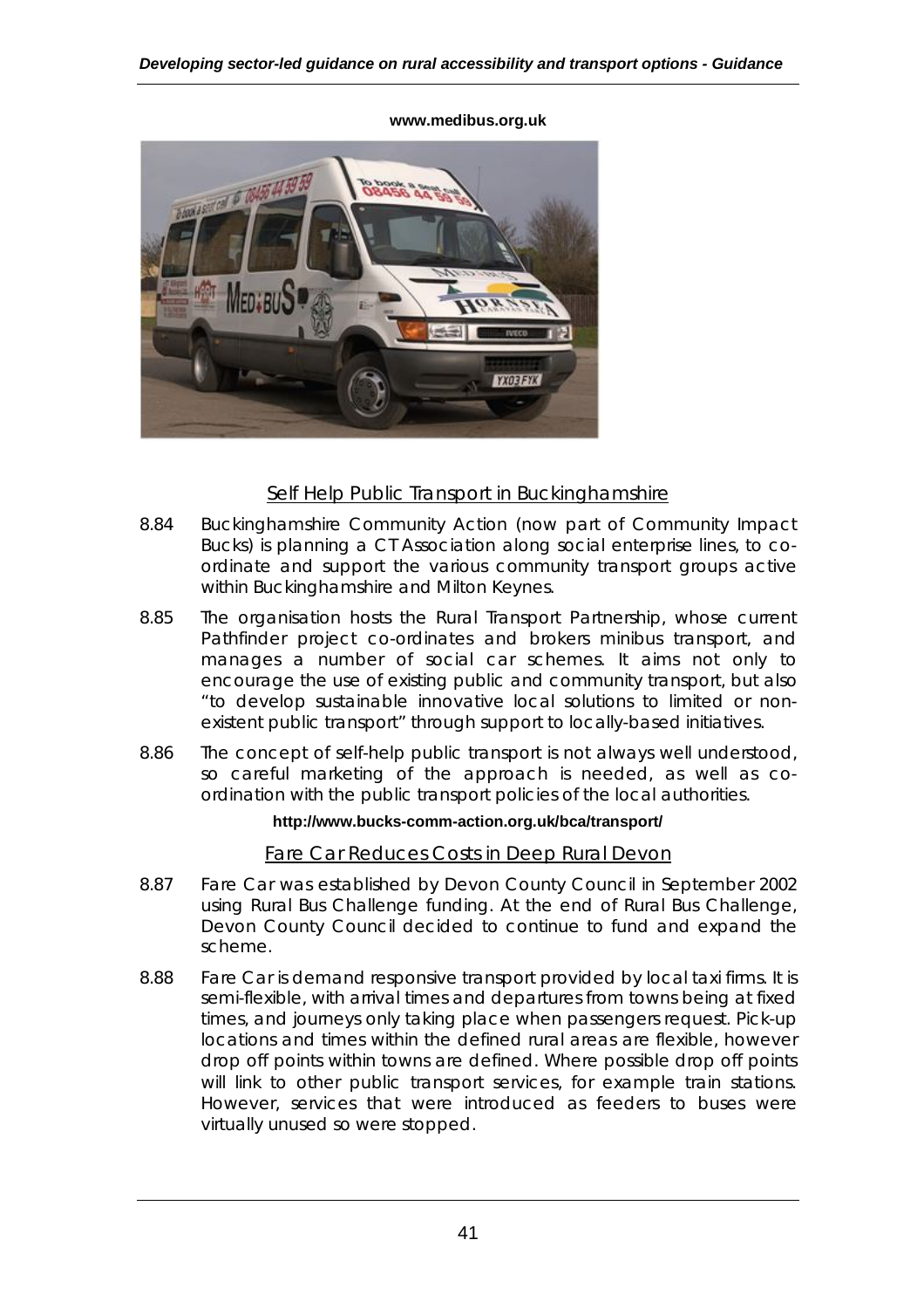**www.medibus.org.uk**

## Self Help Public Transport in Buckinghamshire

8.84 Buckinghamshire Community Action (now part of Community Impact Bucks) is planning a CT Association along social enterprise lines, to co-ordinate and support the various community transport groups active within Buckinghamshire and Milton Keynes.

8.85 The organisation hosts the Rural Transport Partnership, whose current Pathfinder project co-ordinates and brokers minibus transport, and manages a number of social car schemes. It aims not only to encourage the use of existing public and community transport, but also "to develop sustainable innovative local solutions to limited or non-existent public transport" through support to locally-based initiatives.

8.86 The concept of self-help public transport is not always well understood, so careful marketing of the approach is needed, as well as co-ordination with the public transport policies of the local authorities.

**http://www.bucks-comm-action.org.uk/bca/transport/**

## Fare Car Reduces Costs in Deep Rural Devon

8.87 Fare Car was established by Devon County Council in September 2002 using Rural Bus Challenge funding. At the end of Rural Bus Challenge, Devon County Council decided to continue to fund and expand the scheme.

8.88 Fare Car is demand responsive transport provided by local taxi firms. It is semi-flexible, with arrival times and departures from towns being at fixed times, and journeys only taking place when passengers request. Pick-up locations and times within the defined rural areas are flexible, however drop off points within towns are defined. Where possible drop off points will link to other public transport services, for example train stations. However, services that were introduced as feeders to buses were virtually unused so were stopped.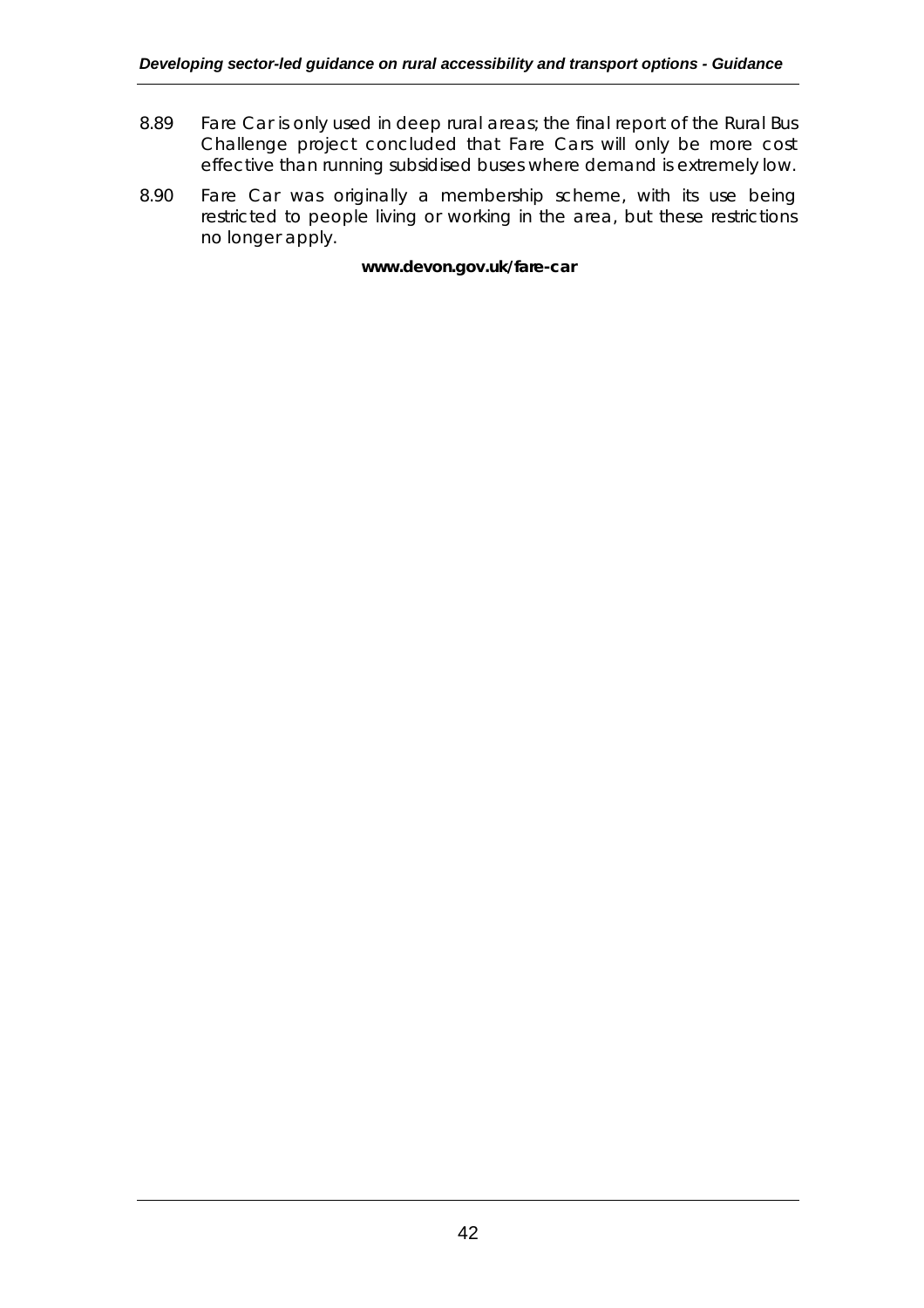8.89 Fare Car is only used in deep rural areas; the final report of the Rural Bus Challenge project concluded that Fare Cars will only be more cost effective than running subsidised buses where demand is extremely low.

8.90 Fare Car was originally a membership scheme, with its use being restricted to people living or working in the area, but these restrictions no longer apply.

**www.devon.gov.uk/fare-car**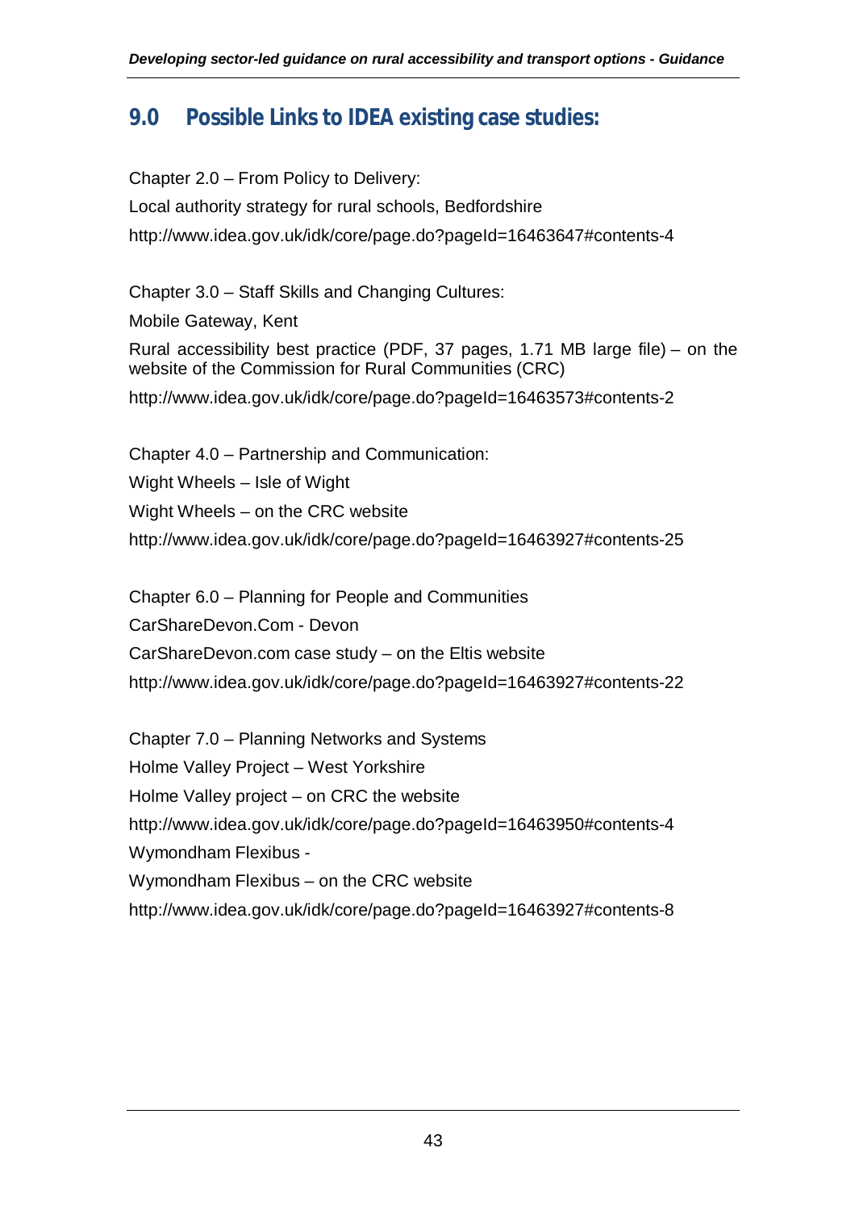## 9.0 Possible Links to IDEA existing case studies:

Chapter 2.0 – From Policy to Delivery:

Local authority strategy for rural schools, Bedfordshire

http://www.idea.gov.uk/idk/core/page.do?pageId=16463647#contents-4

Chapter 3.0 – Staff Skills and Changing Cultures:

Mobile Gateway, Kent

Rural accessibility best practice (PDF, 37 pages, 1.71 MB large file) – on the website of the Commission for Rural Communities (CRC)

http://www.idea.gov.uk/idk/core/page.do?pageId=16463573#contents-2

Chapter 4.0 – Partnership and Communication:

Wight Wheels – Isle of Wight

Wight Wheels – on the CRC website

http://www.idea.gov.uk/idk/core/page.do?pageId=16463927#contents-25

Chapter 6.0 – Planning for People and Communities

CarShareDevon.Com - Devon

CarShareDevon.com case study – on the Eltis website

http://www.idea.gov.uk/idk/core/page.do?pageId=16463927#contents-22

Chapter 7.0 – Planning Networks and Systems

Holme Valley Project – West Yorkshire

Holme Valley project – on CRC the website

http://www.idea.gov.uk/idk/core/page.do?pageId=16463950#contents-4

Wymondham Flexibus -

Wymondham Flexibus – on the CRC website

http://www.idea.gov.uk/idk/core/page.do?pageId=16463927#contents-8